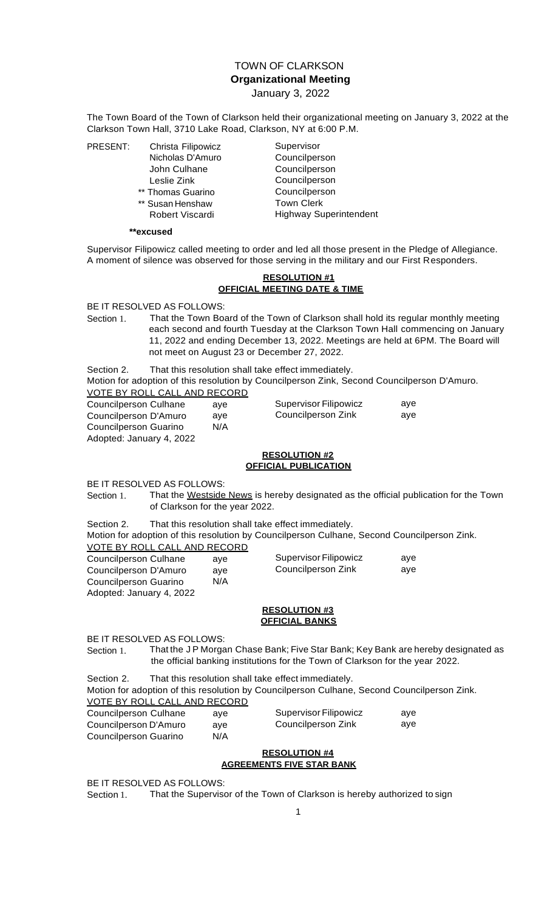# TOWN OF CLARKSON
## Organizational Meeting
January 3, 2022

The Town Board of the Town of Clarkson held their organizational meeting on January 3, 2022 at the Clarkson Town Hall, 3710 Lake Road, Clarkson, NY at 6:00 P.M.

| PRESENT: | | |
|---|---|---|
| | Christa Filipowicz | Supervisor |
| | Nicholas D'Amuro | Councilperson |
| | John Culhane | Councilperson |
| | Leslie Zink | Councilperson |
| | ** Thomas Guarino | Councilperson |
| | ** Susan Henshaw | Town Clerk |
| | Robert Viscardi | Highway Superintendent |

**\*\*excused**

Supervisor Filipowicz called meeting to order and led all those present in the Pledge of Allegiance. A moment of silence was observed for those serving in the military and our First Responders.

**RESOLUTION #1**
**OFFICIAL MEETING DATE & TIME**

BE IT RESOLVED AS FOLLOWS:

Section 1. That the Town Board of the Town of Clarkson shall hold its regular monthly meeting each second and fourth Tuesday at the Clarkson Town Hall commencing on January 11, 2022 and ending December 13, 2022. Meetings are held at 6PM. The Board will not meet on August 23 or December 27, 2022.

Section 2. That this resolution shall take effect immediately.

Motion for adoption of this resolution by Councilperson Zink, Second Councilperson D'Amuro.

VOTE BY ROLL CALL AND RECORD

| | | | |
|---|---|---|---|
| Councilperson Culhane | aye | Supervisor Filipowicz | aye |
| Councilperson D'Amuro | aye | Councilperson Zink | aye |
| Councilperson Guarino | N/A | | |

Adopted: January 4, 2022

**RESOLUTION #2**
**OFFICIAL PUBLICATION**

BE IT RESOLVED AS FOLLOWS:

Section 1. That the Westside News is hereby designated as the official publication for the Town of Clarkson for the year 2022.

Section 2. That this resolution shall take effect immediately.

Motion for adoption of this resolution by Councilperson Culhane, Second Councilperson Zink.

VOTE BY ROLL CALL AND RECORD

| | | | |
|---|---|---|---|
| Councilperson Culhane | aye | Supervisor Filipowicz | aye |
| Councilperson D'Amuro | aye | Councilperson Zink | aye |
| Councilperson Guarino | N/A | | |

Adopted: January 4, 2022

**RESOLUTION #3**
**OFFICIAL BANKS**

BE IT RESOLVED AS FOLLOWS:

Section 1. That the J P Morgan Chase Bank; Five Star Bank; Key Bank are hereby designated as the official banking institutions for the Town of Clarkson for the year 2022.

Section 2. That this resolution shall take effect immediately.

Motion for adoption of this resolution by Councilperson Culhane, Second Councilperson Zink.

VOTE BY ROLL CALL AND RECORD

| | | | |
|---|---|---|---|
| Councilperson Culhane | aye | Supervisor Filipowicz | aye |
| Councilperson D'Amuro | aye | Councilperson Zink | aye |
| Councilperson Guarino | N/A | | |

**RESOLUTION #4**
**AGREEMENTS FIVE STAR BANK**

BE IT RESOLVED AS FOLLOWS:

Section 1. That the Supervisor of the Town of Clarkson is hereby authorized to sign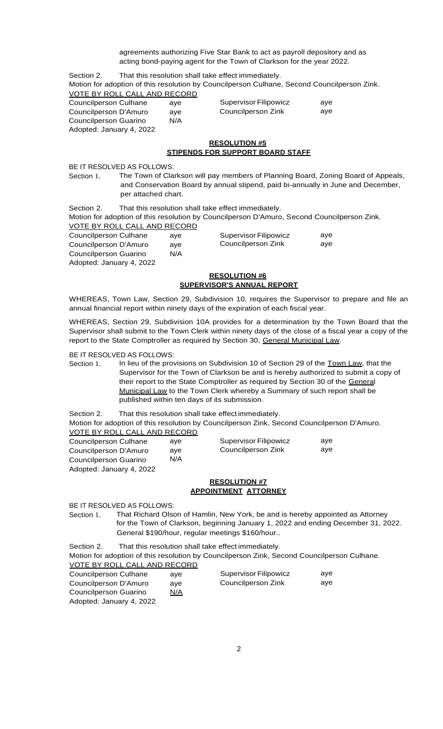agreements authorizing Five Star Bank to act as payroll depository and as acting bond-paying agent for the Town of Clarkson for the year 2022.

Section 2. That this resolution shall take effect immediately.

Motion for adoption of this resolution by Councilperson Culhane, Second Councilperson Zink.

VOTE BY ROLL CALL AND RECORD

| | | | |
|---|---|---|---|
| Councilperson Culhane | aye | Supervisor Filipowicz | aye |
| Councilperson D'Amuro | aye | Councilperson Zink | aye |
| Councilperson Guarino | N/A | | |

Adopted: January 4, 2022

**RESOLUTION #5**
**STIPENDS FOR SUPPORT BOARD STAFF**

BE IT RESOLVED AS FOLLOWS:

Section 1. The Town of Clarkson will pay members of Planning Board, Zoning Board of Appeals, and Conservation Board by annual stipend, paid bi-annually in June and December, per attached chart.

Section 2. That this resolution shall take effect immediately.

Motion for adoption of this resolution by Councilperson D'Amuro, Second Councilperson Zink.

VOTE BY ROLL CALL AND RECORD

| | | | |
|---|---|---|---|
| Councilperson Culhane | aye | Supervisor Filipowicz | aye |
| Councilperson D'Amuro | aye | Councilperson Zink | aye |
| Councilperson Guarino | N/A | | |

Adopted: January 4, 2022

**RESOLUTION #6**
**SUPERVISOR'S ANNUAL REPORT**

WHEREAS, Town Law, Section 29, Subdivision 10, requires the Supervisor to prepare and file an annual financial report within ninety days of the expiration of each fiscal year.

WHEREAS, Section 29, Subdivision 10A provides for a determination by the Town Board that the Supervisor shall submit to the Town Clerk within ninety days of the close of a fiscal year a copy of the report to the State Comptroller as required by Section 30, General Municipal Law.

BE IT RESOLVED AS FOLLOWS:

Section 1. In lieu of the provisions on Subdivision 10 of Section 29 of the Town Law, that the Supervisor for the Town of Clarkson be and is hereby authorized to submit a copy of their report to the State Comptroller as required by Section 30 of the General Municipal Law to the Town Clerk whereby a Summary of such report shall be published within ten days of its submission.

Section 2. That this resolution shall take effect immediately.

Motion for adoption of this resolution by Councilperson Zink, Second Councilperson D'Amuro.

VOTE BY ROLL CALL AND RECORD

| | | | |
|---|---|---|---|
| Councilperson Culhane | aye | Supervisor Filipowicz | aye |
| Councilperson D'Amuro | aye | Councilperson Zink | aye |
| Councilperson Guarino | N/A | | |

Adopted: January 4, 2022

**RESOLUTION #7**
**APPOINTMENT ATTORNEY**

BE IT RESOLVED AS FOLLOWS:

Section 1. That Richard Olson of Hamlin, New York, be and is hereby appointed as Attorney for the Town of Clarkson, beginning January 1, 2022 and ending December 31, 2022. General $190/hour, regular meetings $160/hour..

Section 2. That this resolution shall take effect immediately.

Motion for adoption of this resolution by Councilperson Zink, Second Councilperson Culhane.

VOTE BY ROLL CALL AND RECORD

| | | | |
|---|---|---|---|
| Councilperson Culhane | aye | Supervisor Filipowicz | aye |
| Councilperson D'Amuro | aye | Councilperson Zink | aye |
| Councilperson Guarino | N/A | | |

Adopted: January 4, 2022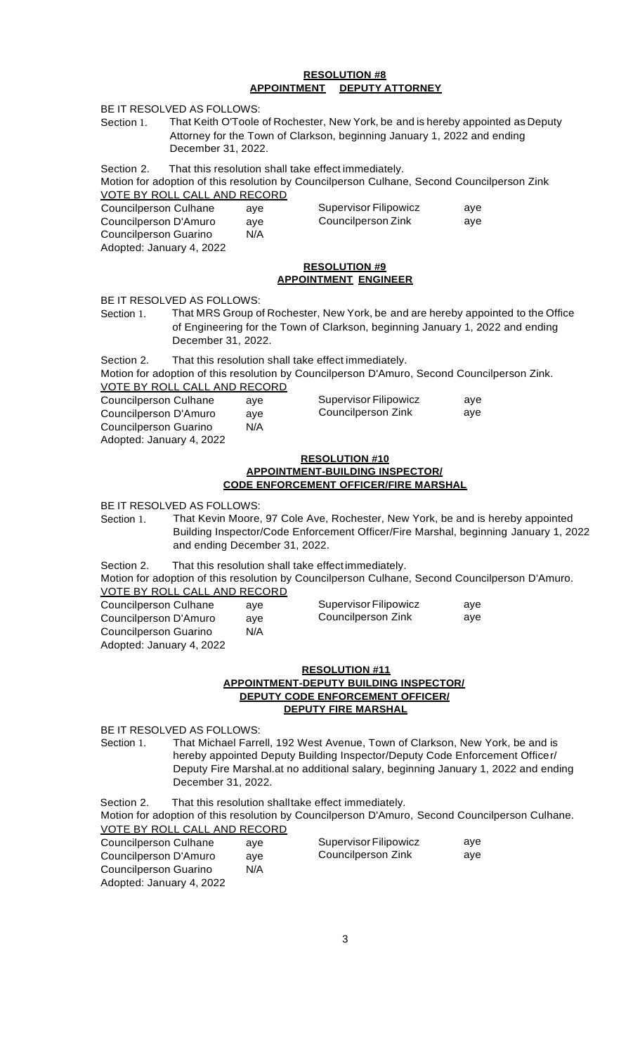**RESOLUTION #8**
**APPOINTMENT DEPUTY ATTORNEY**

BE IT RESOLVED AS FOLLOWS:

Section 1. That Keith O'Toole of Rochester, New York, be and is hereby appointed as Deputy Attorney for the Town of Clarkson, beginning January 1, 2022 and ending December 31, 2022.

Section 2. That this resolution shall take effect immediately.

Motion for adoption of this resolution by Councilperson Culhane, Second Councilperson Zink

VOTE BY ROLL CALL AND RECORD

| | | | |
|---|---|---|---|
| Councilperson Culhane | aye | Supervisor Filipowicz | aye |
| Councilperson D'Amuro | aye | Councilperson Zink | aye |
| Councilperson Guarino | N/A | | |

Adopted: January 4, 2022

**RESOLUTION #9**
**APPOINTMENT ENGINEER**

BE IT RESOLVED AS FOLLOWS:

Section 1. That MRS Group of Rochester, New York, be and are hereby appointed to the Office of Engineering for the Town of Clarkson, beginning January 1, 2022 and ending December 31, 2022.

Section 2. That this resolution shall take effect immediately.

Motion for adoption of this resolution by Councilperson D'Amuro, Second Councilperson Zink.

VOTE BY ROLL CALL AND RECORD

| | | | |
|---|---|---|---|
| Councilperson Culhane | aye | Supervisor Filipowicz | aye |
| Councilperson D'Amuro | aye | Councilperson Zink | aye |
| Councilperson Guarino | N/A | | |

Adopted: January 4, 2022

**RESOLUTION #10**
**APPOINTMENT-BUILDING INSPECTOR/**
**CODE ENFORCEMENT OFFICER/FIRE MARSHAL**

BE IT RESOLVED AS FOLLOWS:

Section 1. That Kevin Moore, 97 Cole Ave, Rochester, New York, be and is hereby appointed Building Inspector/Code Enforcement Officer/Fire Marshal, beginning January 1, 2022 and ending December 31, 2022.

Section 2. That this resolution shall take effect immediately.

Motion for adoption of this resolution by Councilperson Culhane, Second Councilperson D'Amuro.

VOTE BY ROLL CALL AND RECORD

| | | | |
|---|---|---|---|
| Councilperson Culhane | aye | Supervisor Filipowicz | aye |
| Councilperson D'Amuro | aye | Councilperson Zink | aye |
| Councilperson Guarino | N/A | | |

Adopted: January 4, 2022

**RESOLUTION #11**
**APPOINTMENT-DEPUTY BUILDING INSPECTOR/**
**DEPUTY CODE ENFORCEMENT OFFICER/**
**DEPUTY FIRE MARSHAL**

BE IT RESOLVED AS FOLLOWS:

Section 1. That Michael Farrell, 192 West Avenue, Town of Clarkson, New York, be and is hereby appointed Deputy Building Inspector/Deputy Code Enforcement Officer/ Deputy Fire Marshal.at no additional salary, beginning January 1, 2022 and ending December 31, 2022.

Section 2. That this resolution shall take effect immediately.

Motion for adoption of this resolution by Councilperson D'Amuro, Second Councilperson Culhane.

VOTE BY ROLL CALL AND RECORD

| | | | |
|---|---|---|---|
| Councilperson Culhane | aye | Supervisor Filipowicz | aye |
| Councilperson D'Amuro | aye | Councilperson Zink | aye |
| Councilperson Guarino | N/A | | |

Adopted: January 4, 2022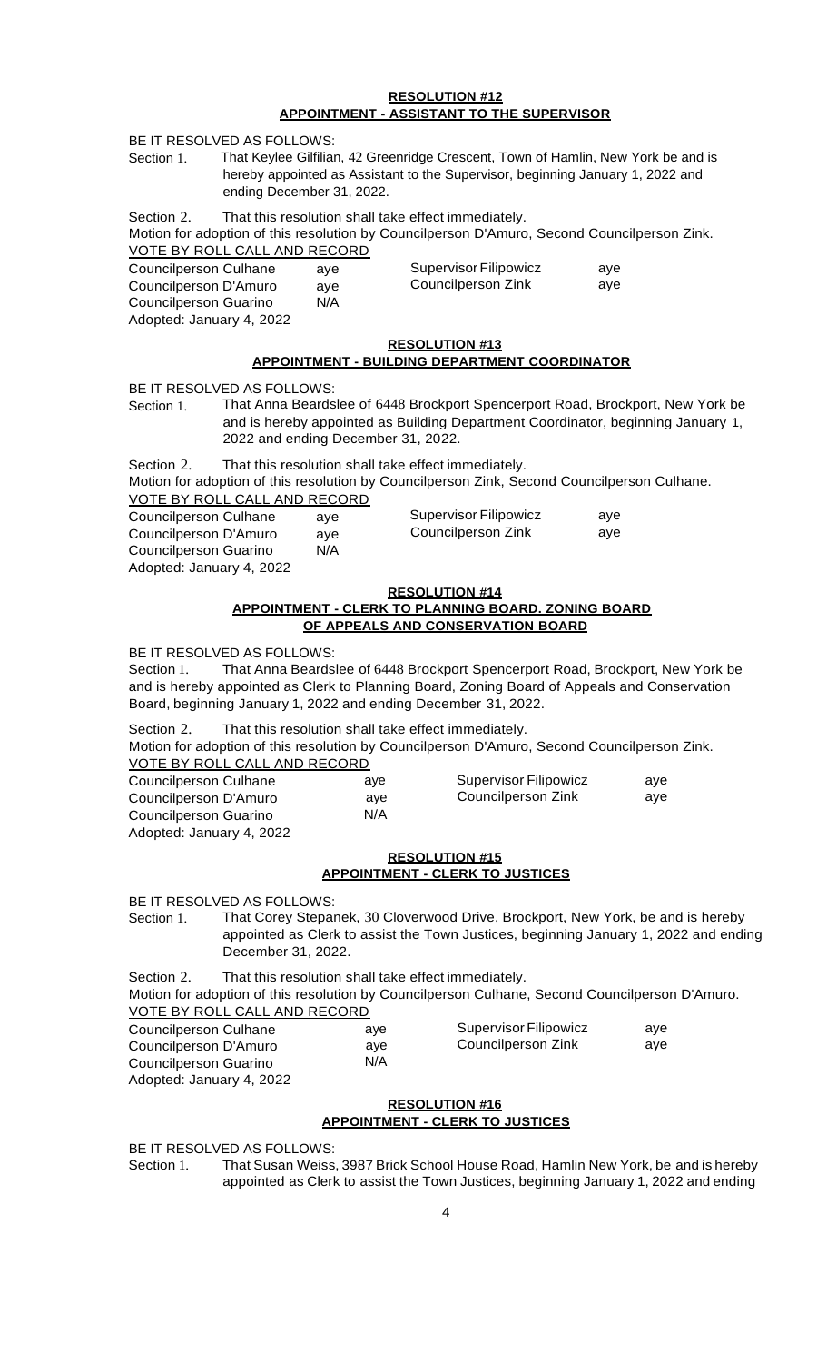**RESOLUTION #12**
**APPOINTMENT - ASSISTANT TO THE SUPERVISOR**

BE IT RESOLVED AS FOLLOWS:

Section 1. That Keylee Gilfilian, 42 Greenridge Crescent, Town of Hamlin, New York be and is hereby appointed as Assistant to the Supervisor, beginning January 1, 2022 and ending December 31, 2022.

Section 2. That this resolution shall take effect immediately.

Motion for adoption of this resolution by Councilperson D'Amuro, Second Councilperson Zink.

VOTE BY ROLL CALL AND RECORD

| | | | |
|---|---|---|---|
| Councilperson Culhane | aye | Supervisor Filipowicz | aye |
| Councilperson D'Amuro | aye | Councilperson Zink | aye |
| Councilperson Guarino | N/A | | |

Adopted: January 4, 2022

**RESOLUTION #13**
**APPOINTMENT - BUILDING DEPARTMENT COORDINATOR**

BE IT RESOLVED AS FOLLOWS:

Section 1. That Anna Beardslee of 6448 Brockport Spencerport Road, Brockport, New York be and is hereby appointed as Building Department Coordinator, beginning January 1, 2022 and ending December 31, 2022.

Section 2. That this resolution shall take effect immediately.

Motion for adoption of this resolution by Councilperson Zink, Second Councilperson Culhane.

VOTE BY ROLL CALL AND RECORD

| | | | |
|---|---|---|---|
| Councilperson Culhane | aye | Supervisor Filipowicz | aye |
| Councilperson D'Amuro | aye | Councilperson Zink | aye |
| Councilperson Guarino | N/A | | |

Adopted: January 4, 2022

**RESOLUTION #14**
**APPOINTMENT - CLERK TO PLANNING BOARD. ZONING BOARD OF APPEALS AND CONSERVATION BOARD**

BE IT RESOLVED AS FOLLOWS:

Section 1. That Anna Beardslee of 6448 Brockport Spencerport Road, Brockport, New York be and is hereby appointed as Clerk to Planning Board, Zoning Board of Appeals and Conservation Board, beginning January 1, 2022 and ending December 31, 2022.

Section 2. That this resolution shall take effect immediately.

Motion for adoption of this resolution by Councilperson D'Amuro, Second Councilperson Zink.

VOTE BY ROLL CALL AND RECORD

| | | | |
|---|---|---|---|
| Councilperson Culhane | aye | Supervisor Filipowicz | aye |
| Councilperson D'Amuro | aye | Councilperson Zink | aye |
| Councilperson Guarino | N/A | | |

Adopted: January 4, 2022

**RESOLUTION #15**
**APPOINTMENT - CLERK TO JUSTICES**

BE IT RESOLVED AS FOLLOWS:

Section 1. That Corey Stepanek, 30 Cloverwood Drive, Brockport, New York, be and is hereby appointed as Clerk to assist the Town Justices, beginning January 1, 2022 and ending December 31, 2022.

Section 2. That this resolution shall take effect immediately.

Motion for adoption of this resolution by Councilperson Culhane, Second Councilperson D'Amuro.

VOTE BY ROLL CALL AND RECORD

| | | | |
|---|---|---|---|
| Councilperson Culhane | aye | Supervisor Filipowicz | aye |
| Councilperson D'Amuro | aye | Councilperson Zink | aye |
| Councilperson Guarino | N/A | | |

Adopted: January 4, 2022

**RESOLUTION #16**
**APPOINTMENT - CLERK TO JUSTICES**

BE IT RESOLVED AS FOLLOWS:

Section 1. That Susan Weiss, 3987 Brick School House Road, Hamlin New York, be and is hereby appointed as Clerk to assist the Town Justices, beginning January 1, 2022 and ending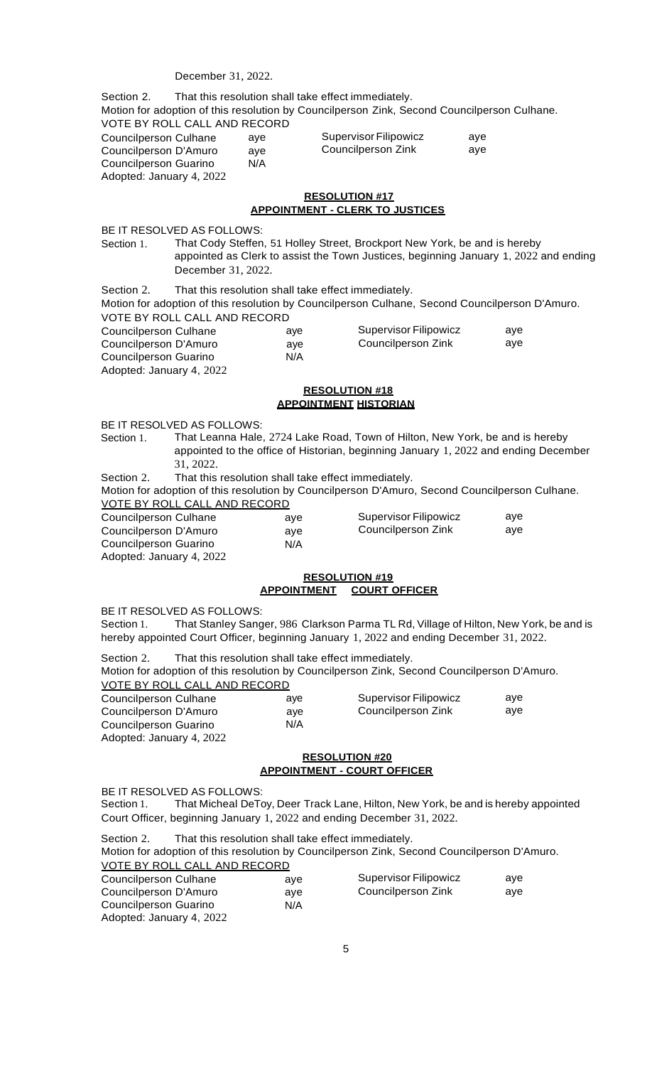December 31, 2022.

Section 2. That this resolution shall take effect immediately.
Motion for adoption of this resolution by Councilperson Zink, Second Councilperson Culhane.
VOTE BY ROLL CALL AND RECORD

| | | | |
|---|---|---|---|
| Councilperson Culhane | aye | Supervisor Filipowicz | aye |
| Councilperson D'Amuro | aye | Councilperson Zink | aye |
| Councilperson Guarino | N/A | | |

Adopted: January 4, 2022

**RESOLUTION #17**
**APPOINTMENT - CLERK TO JUSTICES**

BE IT RESOLVED AS FOLLOWS:

Section 1. That Cody Steffen, 51 Holley Street, Brockport New York, be and is hereby appointed as Clerk to assist the Town Justices, beginning January 1, 2022 and ending December 31, 2022.

Section 2. That this resolution shall take effect immediately.
Motion for adoption of this resolution by Councilperson Culhane, Second Councilperson D'Amuro.
VOTE BY ROLL CALL AND RECORD

| | | | |
|---|---|---|---|
| Councilperson Culhane | aye | Supervisor Filipowicz | aye |
| Councilperson D'Amuro | aye | Councilperson Zink | aye |
| Councilperson Guarino | N/A | | |

Adopted: January 4, 2022

**RESOLUTION #18**
**APPOINTMENT HISTORIAN**

BE IT RESOLVED AS FOLLOWS:

Section 1. That Leanna Hale, 2724 Lake Road, Town of Hilton, New York, be and is hereby appointed to the office of Historian, beginning January 1, 2022 and ending December 31, 2022.

Section 2. That this resolution shall take effect immediately.
Motion for adoption of this resolution by Councilperson D'Amuro, Second Councilperson Culhane.
VOTE BY ROLL CALL AND RECORD

| | | | |
|---|---|---|---|
| Councilperson Culhane | aye | Supervisor Filipowicz | aye |
| Councilperson D'Amuro | aye | Councilperson Zink | aye |
| Councilperson Guarino | N/A | | |

Adopted: January 4, 2022

**RESOLUTION #19**
**APPOINTMENT COURT OFFICER**

BE IT RESOLVED AS FOLLOWS:

Section 1. That Stanley Sanger, 986 Clarkson Parma TL Rd, Village of Hilton, New York, be and is hereby appointed Court Officer, beginning January 1, 2022 and ending December 31, 2022.

Section 2. That this resolution shall take effect immediately.
Motion for adoption of this resolution by Councilperson Zink, Second Councilperson D'Amuro.
VOTE BY ROLL CALL AND RECORD

| | | | |
|---|---|---|---|
| Councilperson Culhane | aye | Supervisor Filipowicz | aye |
| Councilperson D'Amuro | aye | Councilperson Zink | aye |
| Councilperson Guarino | N/A | | |

Adopted: January 4, 2022

**RESOLUTION #20**
**APPOINTMENT - COURT OFFICER**

BE IT RESOLVED AS FOLLOWS:

Section 1. That Micheal DeToy, Deer Track Lane, Hilton, New York, be and is hereby appointed Court Officer, beginning January 1, 2022 and ending December 31, 2022.

Section 2. That this resolution shall take effect immediately.
Motion for adoption of this resolution by Councilperson Zink, Second Councilperson D'Amuro.
VOTE BY ROLL CALL AND RECORD

| | | | |
|---|---|---|---|
| Councilperson Culhane | aye | Supervisor Filipowicz | aye |
| Councilperson D'Amuro | aye | Councilperson Zink | aye |
| Councilperson Guarino | N/A | | |

Adopted: January 4, 2022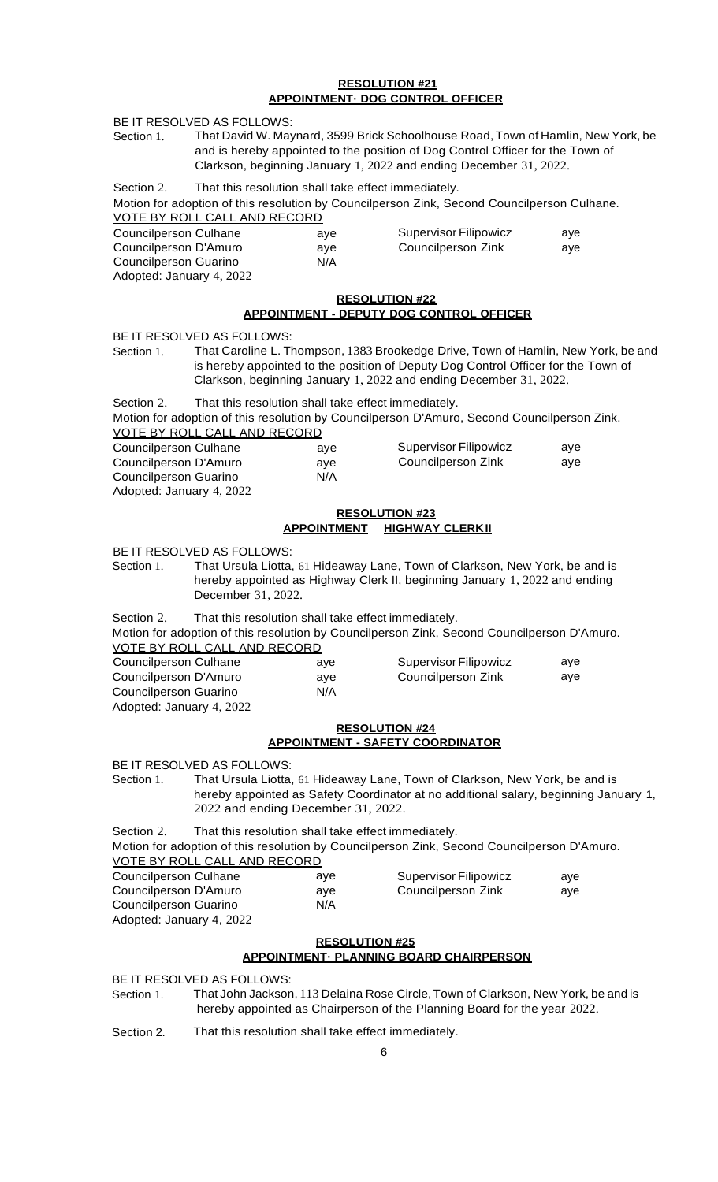**RESOLUTION #21**
**APPOINTMENT· DOG CONTROL OFFICER**

BE IT RESOLVED AS FOLLOWS:

Section 1. That David W. Maynard, 3599 Brick Schoolhouse Road, Town of Hamlin, New York, be and is hereby appointed to the position of Dog Control Officer for the Town of Clarkson, beginning January 1, 2022 and ending December 31, 2022.

Section 2. That this resolution shall take effect immediately.

Motion for adoption of this resolution by Councilperson Zink, Second Councilperson Culhane.

VOTE BY ROLL CALL AND RECORD

| | | | |
|---|---|---|---|
| Councilperson Culhane | aye | Supervisor Filipowicz | aye |
| Councilperson D'Amuro | aye | Councilperson Zink | aye |
| Councilperson Guarino | N/A | | |

Adopted: January 4, 2022

**RESOLUTION #22**
**APPOINTMENT - DEPUTY DOG CONTROL OFFICER**

BE IT RESOLVED AS FOLLOWS:

Section 1. That Caroline L. Thompson, 1383 Brookedge Drive, Town of Hamlin, New York, be and is hereby appointed to the position of Deputy Dog Control Officer for the Town of Clarkson, beginning January 1, 2022 and ending December 31, 2022.

Section 2. That this resolution shall take effect immediately.

Motion for adoption of this resolution by Councilperson D'Amuro, Second Councilperson Zink.

VOTE BY ROLL CALL AND RECORD

| | | | |
|---|---|---|---|
| Councilperson Culhane | aye | Supervisor Filipowicz | aye |
| Councilperson D'Amuro | aye | Councilperson Zink | aye |
| Councilperson Guarino | N/A | | |

Adopted: January 4, 2022

**RESOLUTION #23**
**APPOINTMENT HIGHWAY CLERK II**

BE IT RESOLVED AS FOLLOWS:

Section 1. That Ursula Liotta, 61 Hideaway Lane, Town of Clarkson, New York, be and is hereby appointed as Highway Clerk II, beginning January 1, 2022 and ending December 31, 2022.

Section 2. That this resolution shall take effect immediately.

Motion for adoption of this resolution by Councilperson Zink, Second Councilperson D'Amuro.

VOTE BY ROLL CALL AND RECORD

| | | | |
|---|---|---|---|
| Councilperson Culhane | aye | Supervisor Filipowicz | aye |
| Councilperson D'Amuro | aye | Councilperson Zink | aye |
| Councilperson Guarino | N/A | | |

Adopted: January 4, 2022

**RESOLUTION #24**
**APPOINTMENT - SAFETY COORDINATOR**

BE IT RESOLVED AS FOLLOWS:

Section 1. That Ursula Liotta, 61 Hideaway Lane, Town of Clarkson, New York, be and is hereby appointed as Safety Coordinator at no additional salary, beginning January 1, 2022 and ending December 31, 2022.

Section 2. That this resolution shall take effect immediately.

Motion for adoption of this resolution by Councilperson Zink, Second Councilperson D'Amuro.

VOTE BY ROLL CALL AND RECORD

| | | | |
|---|---|---|---|
| Councilperson Culhane | aye | Supervisor Filipowicz | aye |
| Councilperson D'Amuro | aye | Councilperson Zink | aye |
| Councilperson Guarino | N/A | | |

Adopted: January 4, 2022

**RESOLUTION #25**
**APPOINTMENT· PLANNING BOARD CHAIRPERSON**

BE IT RESOLVED AS FOLLOWS:

Section 1. That John Jackson, 113 Delaina Rose Circle, Town of Clarkson, New York, be and is hereby appointed as Chairperson of the Planning Board for the year 2022.

Section 2. That this resolution shall take effect immediately.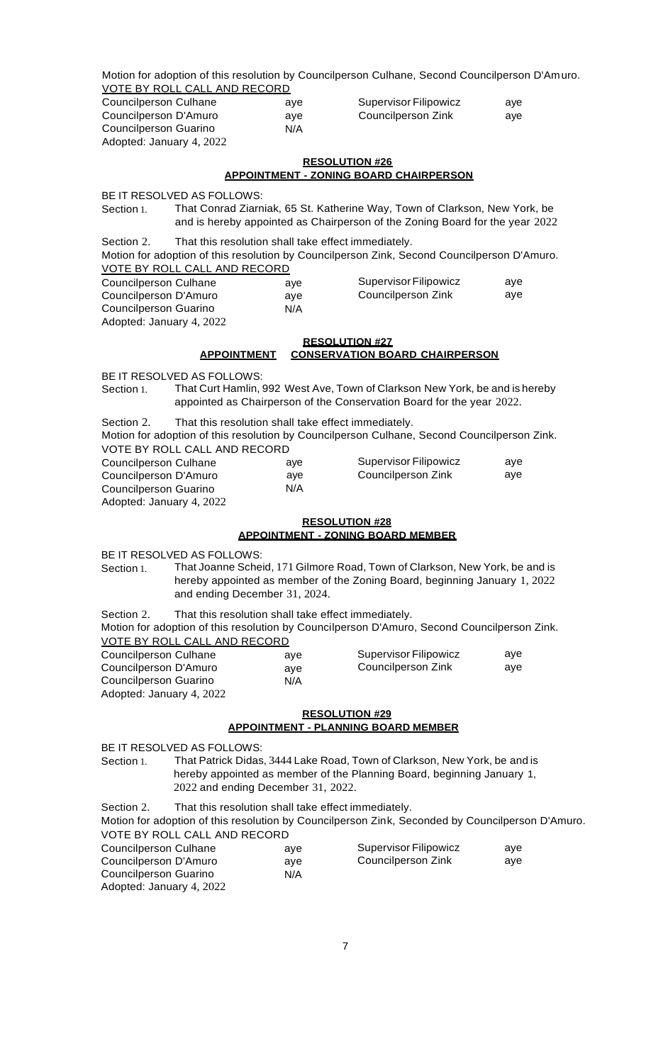Motion for adoption of this resolution by Councilperson Culhane, Second Councilperson D'Amuro.

VOTE BY ROLL CALL AND RECORD

| | | | |
|---|---|---|---|
| Councilperson Culhane | aye | Supervisor Filipowicz | aye |
| Councilperson D'Amuro | aye | Councilperson Zink | aye |
| Councilperson Guarino | N/A | | |

Adopted: January 4, 2022

**RESOLUTION #26**
**APPOINTMENT - ZONING BOARD CHAIRPERSON**

BE IT RESOLVED AS FOLLOWS:

Section 1. That Conrad Ziarniak, 65 St. Katherine Way, Town of Clarkson, New York, be and is hereby appointed as Chairperson of the Zoning Board for the year 2022

Section 2. That this resolution shall take effect immediately.

Motion for adoption of this resolution by Councilperson Zink, Second Councilperson D'Amuro.

VOTE BY ROLL CALL AND RECORD

| | | | |
|---|---|---|---|
| Councilperson Culhane | aye | Supervisor Filipowicz | aye |
| Councilperson D'Amuro | aye | Councilperson Zink | aye |
| Councilperson Guarino | N/A | | |

Adopted: January 4, 2022

**RESOLUTION #27**
**APPOINTMENT CONSERVATION BOARD CHAIRPERSON**

BE IT RESOLVED AS FOLLOWS:

Section 1. That Curt Hamlin, 992 West Ave, Town of Clarkson New York, be and is hereby appointed as Chairperson of the Conservation Board for the year 2022.

Section 2. That this resolution shall take effect immediately.

Motion for adoption of this resolution by Councilperson Culhane, Second Councilperson Zink.

VOTE BY ROLL CALL AND RECORD

| | | | |
|---|---|---|---|
| Councilperson Culhane | aye | Supervisor Filipowicz | aye |
| Councilperson D'Amuro | aye | Councilperson Zink | aye |
| Councilperson Guarino | N/A | | |

Adopted: January 4, 2022

**RESOLUTION #28**
**APPOINTMENT - ZONING BOARD MEMBER**

BE IT RESOLVED AS FOLLOWS:

Section 1. That Joanne Scheid, 171 Gilmore Road, Town of Clarkson, New York, be and is hereby appointed as member of the Zoning Board, beginning January 1, 2022 and ending December 31, 2024.

Section 2. That this resolution shall take effect immediately.

Motion for adoption of this resolution by Councilperson D'Amuro, Second Councilperson Zink.

VOTE BY ROLL CALL AND RECORD

| | | | |
|---|---|---|---|
| Councilperson Culhane | aye | Supervisor Filipowicz | aye |
| Councilperson D'Amuro | aye | Councilperson Zink | aye |
| Councilperson Guarino | N/A | | |

Adopted: January 4, 2022

**RESOLUTION #29**
**APPOINTMENT - PLANNING BOARD MEMBER**

BE IT RESOLVED AS FOLLOWS:

Section 1. That Patrick Didas, 3444 Lake Road, Town of Clarkson, New York, be and is hereby appointed as member of the Planning Board, beginning January 1, 2022 and ending December 31, 2022.

Section 2. That this resolution shall take effect immediately.

Motion for adoption of this resolution by Councilperson Zink, Seconded by Councilperson D'Amuro.

VOTE BY ROLL CALL AND RECORD

| | | | |
|---|---|---|---|
| Councilperson Culhane | aye | Supervisor Filipowicz | aye |
| Councilperson D'Amuro | aye | Councilperson Zink | aye |
| Councilperson Guarino | N/A | | |

Adopted: January 4, 2022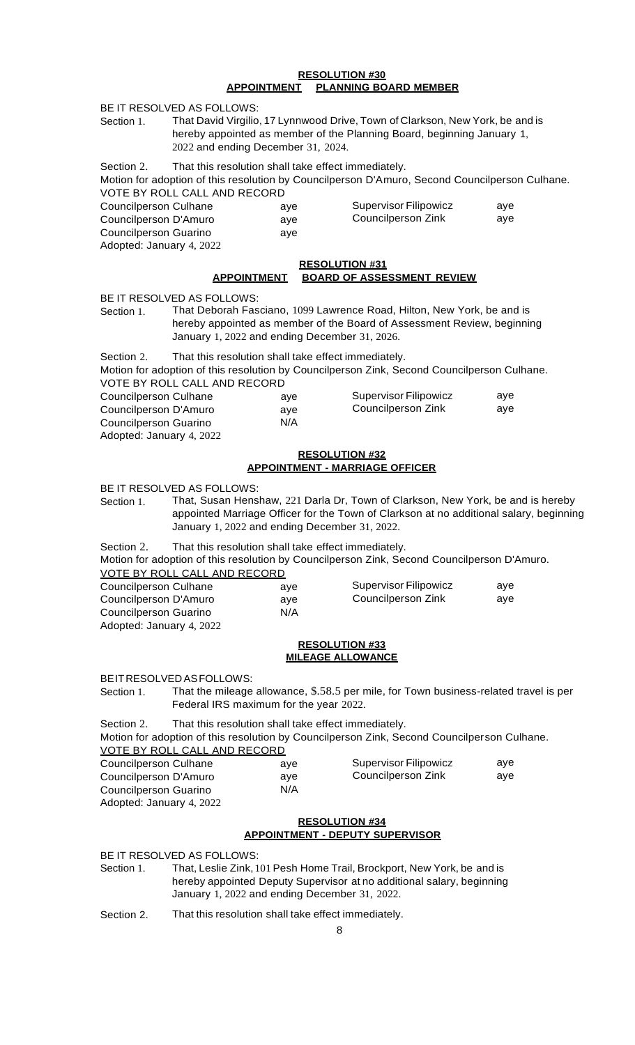**RESOLUTION #30**
**APPOINTMENT PLANNING BOARD MEMBER**

BE IT RESOLVED AS FOLLOWS:

Section 1. That David Virgilio, 17 Lynnwood Drive, Town of Clarkson, New York, be and is hereby appointed as member of the Planning Board, beginning January 1, 2022 and ending December 31, 2024.

Section 2. That this resolution shall take effect immediately.

Motion for adoption of this resolution by Councilperson D'Amuro, Second Councilperson Culhane.

VOTE BY ROLL CALL AND RECORD

| | | | |
|---|---|---|---|
| Councilperson Culhane | aye | Supervisor Filipowicz | aye |
| Councilperson D'Amuro | aye | Councilperson Zink | aye |
| Councilperson Guarino | aye | | |

Adopted: January 4, 2022

**RESOLUTION #31**
**APPOINTMENT BOARD OF ASSESSMENT REVIEW**

BE IT RESOLVED AS FOLLOWS:

Section 1. That Deborah Fasciano, 1099 Lawrence Road, Hilton, New York, be and is hereby appointed as member of the Board of Assessment Review, beginning January 1, 2022 and ending December 31, 2026.

Section 2. That this resolution shall take effect immediately.

Motion for adoption of this resolution by Councilperson Zink, Second Councilperson Culhane.

VOTE BY ROLL CALL AND RECORD

| | | | |
|---|---|---|---|
| Councilperson Culhane | aye | Supervisor Filipowicz | aye |
| Councilperson D'Amuro | aye | Councilperson Zink | aye |
| Councilperson Guarino | N/A | | |

Adopted: January 4, 2022

**RESOLUTION #32**
**APPOINTMENT - MARRIAGE OFFICER**

BE IT RESOLVED AS FOLLOWS:

Section 1. That, Susan Henshaw, 221 Darla Dr, Town of Clarkson, New York, be and is hereby appointed Marriage Officer for the Town of Clarkson at no additional salary, beginning January 1, 2022 and ending December 31, 2022.

Section 2. That this resolution shall take effect immediately.

Motion for adoption of this resolution by Councilperson Zink, Second Councilperson D'Amuro.

VOTE BY ROLL CALL AND RECORD

| | | | |
|---|---|---|---|
| Councilperson Culhane | aye | Supervisor Filipowicz | aye |
| Councilperson D'Amuro | aye | Councilperson Zink | aye |
| Councilperson Guarino | N/A | | |

Adopted: January 4, 2022

**RESOLUTION #33**
**MILEAGE ALLOWANCE**

BE IT RESOLVED AS FOLLOWS:

Section 1. That the mileage allowance, $.58.5 per mile, for Town business-related travel is per Federal IRS maximum for the year 2022.

Section 2. That this resolution shall take effect immediately.

Motion for adoption of this resolution by Councilperson Zink, Second Councilperson Culhane.

VOTE BY ROLL CALL AND RECORD

| | | | |
|---|---|---|---|
| Councilperson Culhane | aye | Supervisor Filipowicz | aye |
| Councilperson D'Amuro | aye | Councilperson Zink | aye |
| Councilperson Guarino | N/A | | |

Adopted: January 4, 2022

**RESOLUTION #34**
**APPOINTMENT - DEPUTY SUPERVISOR**

BE IT RESOLVED AS FOLLOWS:

Section 1. That, Leslie Zink, 101 Pesh Home Trail, Brockport, New York, be and is hereby appointed Deputy Supervisor at no additional salary, beginning January 1, 2022 and ending December 31, 2022.

Section 2. That this resolution shall take effect immediately.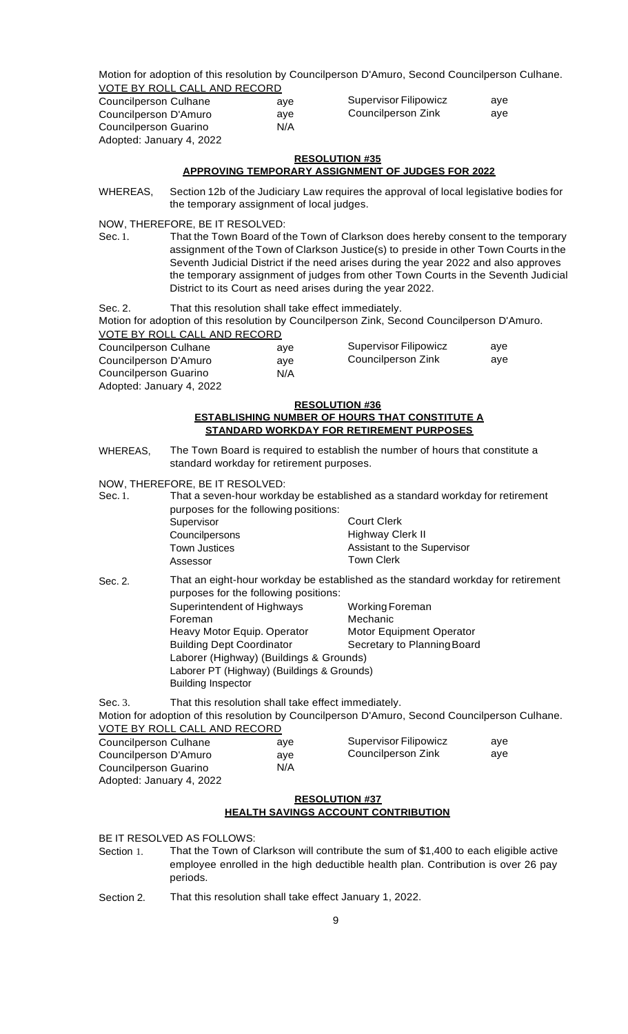Motion for adoption of this resolution by Councilperson D'Amuro, Second Councilperson Culhane.

VOTE BY ROLL CALL AND RECORD

| | | | |
|---|---|---|---|
| Councilperson Culhane | aye | Supervisor Filipowicz | aye |
| Councilperson D'Amuro | aye | Councilperson Zink | aye |
| Councilperson Guarino | N/A | | |

Adopted: January 4, 2022

**RESOLUTION #35**
**APPROVING TEMPORARY ASSIGNMENT OF JUDGES FOR 2022**

WHEREAS, Section 12b of the Judiciary Law requires the approval of local legislative bodies for the temporary assignment of local judges.

NOW, THEREFORE, BE IT RESOLVED:

Sec. 1. That the Town Board of the Town of Clarkson does hereby consent to the temporary assignment of the Town of Clarkson Justice(s) to preside in other Town Courts in the Seventh Judicial District if the need arises during the year 2022 and also approves the temporary assignment of judges from other Town Courts in the Seventh Judicial District to its Court as need arises during the year 2022.

Sec. 2. That this resolution shall take effect immediately.

Motion for adoption of this resolution by Councilperson Zink, Second Councilperson D'Amuro.

VOTE BY ROLL CALL AND RECORD

| | | | |
|---|---|---|---|
| Councilperson Culhane | aye | Supervisor Filipowicz | aye |
| Councilperson D'Amuro | aye | Councilperson Zink | aye |
| Councilperson Guarino | N/A | | |

Adopted: January 4, 2022

**RESOLUTION #36**
**ESTABLISHING NUMBER OF HOURS THAT CONSTITUTE A STANDARD WORKDAY FOR RETIREMENT PURPOSES**

WHEREAS, The Town Board is required to establish the number of hours that constitute a standard workday for retirement purposes.

NOW, THEREFORE, BE IT RESOLVED:

Sec. 1. That a seven-hour workday be established as a standard workday for retirement purposes for the following positions:

| | |
|---|---|
| Supervisor | Court Clerk |
| Councilpersons | Highway Clerk II |
| Town Justices | Assistant to the Supervisor |
| Assessor | Town Clerk |

Sec. 2. That an eight-hour workday be established as the standard workday for retirement purposes for the following positions:

| | |
|---|---|
| Superintendent of Highways | Working Foreman |
| Foreman | Mechanic |
| Heavy Motor Equip. Operator | Motor Equipment Operator |
| Building Dept Coordinator | Secretary to Planning Board |
| Laborer (Highway) (Buildings & Grounds) | |
| Laborer PT (Highway) (Buildings & Grounds) | |
| Building Inspector | |

Sec. 3. That this resolution shall take effect immediately.

Motion for adoption of this resolution by Councilperson D'Amuro, Second Councilperson Culhane.

VOTE BY ROLL CALL AND RECORD

| | | | |
|---|---|---|---|
| Councilperson Culhane | aye | Supervisor Filipowicz | aye |
| Councilperson D'Amuro | aye | Councilperson Zink | aye |
| Councilperson Guarino | N/A | | |

Adopted: January 4, 2022

**RESOLUTION #37**
**HEALTH SAVINGS ACCOUNT CONTRIBUTION**

BE IT RESOLVED AS FOLLOWS:

Section 1. That the Town of Clarkson will contribute the sum of $1,400 to each eligible active employee enrolled in the high deductible health plan. Contribution is over 26 pay periods.

Section 2. That this resolution shall take effect January 1, 2022.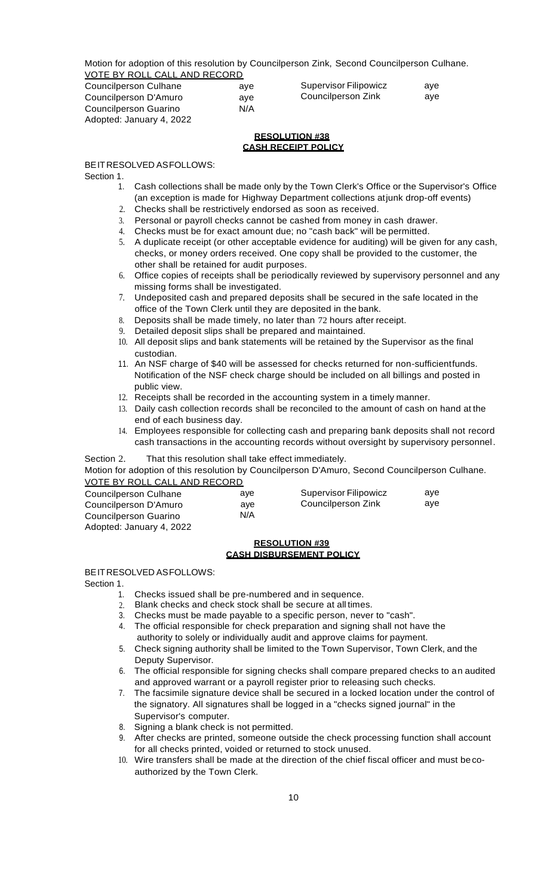Motion for adoption of this resolution by Councilperson Zink, Second Councilperson Culhane.

VOTE BY ROLL CALL AND RECORD

| | | | |
|---|---|---|---|
| Councilperson Culhane | aye | Supervisor Filipowicz | aye |
| Councilperson D'Amuro | aye | Councilperson Zink | aye |
| Councilperson Guarino | N/A | | |

Adopted: January 4, 2022

**RESOLUTION #38**
**CASH RECEIPT POLICY**

BE IT RESOLVED AS FOLLOWS:

Section 1.

1. Cash collections shall be made only by the Town Clerk's Office or the Supervisor's Office (an exception is made for Highway Department collections at junk drop-off events)
2. Checks shall be restrictively endorsed as soon as received.
3. Personal or payroll checks cannot be cashed from money in cash drawer.
4. Checks must be for exact amount due; no "cash back" will be permitted.
5. A duplicate receipt (or other acceptable evidence for auditing) will be given for any cash, checks, or money orders received. One copy shall be provided to the customer, the other shall be retained for audit purposes.
6. Office copies of receipts shall be periodically reviewed by supervisory personnel and any missing forms shall be investigated.
7. Undeposited cash and prepared deposits shall be secured in the safe located in the office of the Town Clerk until they are deposited in the bank.
8. Deposits shall be made timely, no later than 72 hours after receipt.
9. Detailed deposit slips shall be prepared and maintained.
10. All deposit slips and bank statements will be retained by the Supervisor as the final custodian.
11. An NSF charge of $40 will be assessed for checks returned for non-sufficient funds. Notification of the NSF check charge should be included on all billings and posted in public view.
12. Receipts shall be recorded in the accounting system in a timely manner.
13. Daily cash collection records shall be reconciled to the amount of cash on hand at the end of each business day.
14. Employees responsible for collecting cash and preparing bank deposits shall not record cash transactions in the accounting records without oversight by supervisory personnel.

Section 2. That this resolution shall take effect immediately.

Motion for adoption of this resolution by Councilperson D'Amuro, Second Councilperson Culhane.

VOTE BY ROLL CALL AND RECORD

| | | | |
|---|---|---|---|
| Councilperson Culhane | aye | Supervisor Filipowicz | aye |
| Councilperson D'Amuro | aye | Councilperson Zink | aye |
| Councilperson Guarino | N/A | | |

Adopted: January 4, 2022

**RESOLUTION #39**
**CASH DISBURSEMENT POLICY**

BE IT RESOLVED AS FOLLOWS:

Section 1.

1. Checks issued shall be pre-numbered and in sequence.
2. Blank checks and check stock shall be secure at all times.
3. Checks must be made payable to a specific person, never to "cash".
4. The official responsible for check preparation and signing shall not have the authority to solely or individually audit and approve claims for payment.
5. Check signing authority shall be limited to the Town Supervisor, Town Clerk, and the Deputy Supervisor.
6. The official responsible for signing checks shall compare prepared checks to an audited and approved warrant or a payroll register prior to releasing such checks.
7. The facsimile signature device shall be secured in a locked location under the control of the signatory. All signatures shall be logged in a "checks signed journal" in the Supervisor's computer.
8. Signing a blank check is not permitted.
9. After checks are printed, someone outside the check processing function shall account for all checks printed, voided or returned to stock unused.
10. Wire transfers shall be made at the direction of the chief fiscal officer and must be co-authorized by the Town Clerk.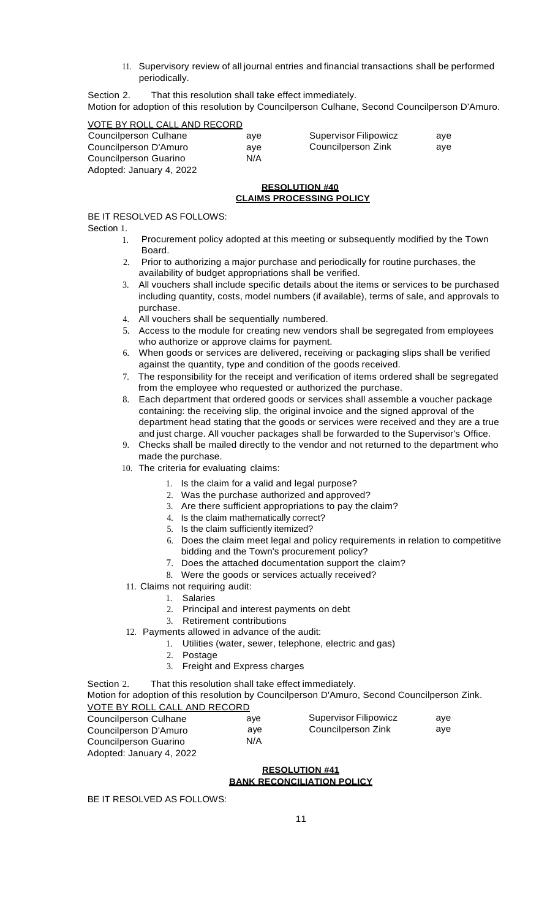11. Supervisory review of all journal entries and financial transactions shall be performed periodically.

Section 2. That this resolution shall take effect immediately.

Motion for adoption of this resolution by Councilperson Culhane, Second Councilperson D'Amuro.

VOTE BY ROLL CALL AND RECORD

| | | | |
|---|---|---|---|
| Councilperson Culhane | aye | Supervisor Filipowicz | aye |
| Councilperson D'Amuro | aye | Councilperson Zink | aye |
| Councilperson Guarino | N/A | | |

Adopted: January 4, 2022

**RESOLUTION #40**
**CLAIMS PROCESSING POLICY**

BE IT RESOLVED AS FOLLOWS:

Section 1.

1. Procurement policy adopted at this meeting or subsequently modified by the Town Board.
2. Prior to authorizing a major purchase and periodically for routine purchases, the availability of budget appropriations shall be verified.
3. All vouchers shall include specific details about the items or services to be purchased including quantity, costs, model numbers (if available), terms of sale, and approvals to purchase.
4. All vouchers shall be sequentially numbered.
5. Access to the module for creating new vendors shall be segregated from employees who authorize or approve claims for payment.
6. When goods or services are delivered, receiving or packaging slips shall be verified against the quantity, type and condition of the goods received.
7. The responsibility for the receipt and verification of items ordered shall be segregated from the employee who requested or authorized the purchase.
8. Each department that ordered goods or services shall assemble a voucher package containing: the receiving slip, the original invoice and the signed approval of the department head stating that the goods or services were received and they are a true and just charge. All voucher packages shall be forwarded to the Supervisor's Office.
9. Checks shall be mailed directly to the vendor and not returned to the department who made the purchase.
10. The criteria for evaluating claims:
    1. Is the claim for a valid and legal purpose?
    2. Was the purchase authorized and approved?
    3. Are there sufficient appropriations to pay the claim?
    4. Is the claim mathematically correct?
    5. Is the claim sufficiently itemized?
    6. Does the claim meet legal and policy requirements in relation to competitive bidding and the Town's procurement policy?
    7. Does the attached documentation support the claim?
    8. Were the goods or services actually received?
11. Claims not requiring audit:
    1. Salaries
    2. Principal and interest payments on debt
    3. Retirement contributions
12. Payments allowed in advance of the audit:
    1. Utilities (water, sewer, telephone, electric and gas)
    2. Postage
    3. Freight and Express charges

Section 2. That this resolution shall take effect immediately.

Motion for adoption of this resolution by Councilperson D'Amuro, Second Councilperson Zink.

VOTE BY ROLL CALL AND RECORD

| | | | |
|---|---|---|---|
| Councilperson Culhane | aye | Supervisor Filipowicz | aye |
| Councilperson D'Amuro | aye | Councilperson Zink | aye |
| Councilperson Guarino | N/A | | |

Adopted: January 4, 2022

**RESOLUTION #41**
**BANK RECONCILIATION POLICY**

BE IT RESOLVED AS FOLLOWS: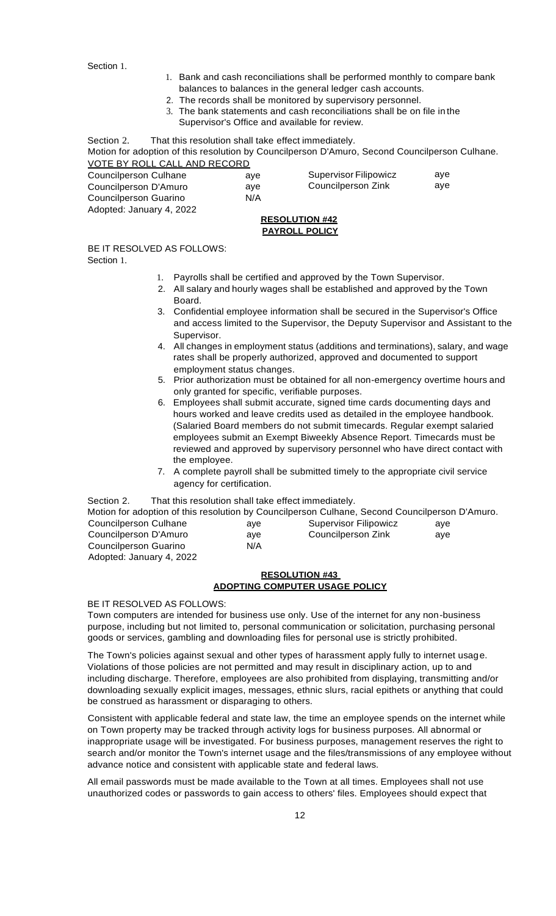Section 1.

1. Bank and cash reconciliations shall be performed monthly to compare bank balances to balances in the general ledger cash accounts.
2. The records shall be monitored by supervisory personnel.
3. The bank statements and cash reconciliations shall be on file in the Supervisor's Office and available for review.

Section 2. That this resolution shall take effect immediately.

Motion for adoption of this resolution by Councilperson D'Amuro, Second Councilperson Culhane.

VOTE BY ROLL CALL AND RECORD

| | | | |
|---|---|---|---|
| Councilperson Culhane | aye | Supervisor Filipowicz | aye |
| Councilperson D'Amuro | aye | Councilperson Zink | aye |
| Councilperson Guarino | N/A | | |

Adopted: January 4, 2022

**RESOLUTION #42**
**PAYROLL POLICY**

BE IT RESOLVED AS FOLLOWS:

Section 1.

1. Payrolls shall be certified and approved by the Town Supervisor.
2. All salary and hourly wages shall be established and approved by the Town Board.
3. Confidential employee information shall be secured in the Supervisor's Office and access limited to the Supervisor, the Deputy Supervisor and Assistant to the Supervisor.
4. All changes in employment status (additions and terminations), salary, and wage rates shall be properly authorized, approved and documented to support employment status changes.
5. Prior authorization must be obtained for all non-emergency overtime hours and only granted for specific, verifiable purposes.
6. Employees shall submit accurate, signed time cards documenting days and hours worked and leave credits used as detailed in the employee handbook. (Salaried Board members do not submit timecards. Regular exempt salaried employees submit an Exempt Biweekly Absence Report. Timecards must be reviewed and approved by supervisory personnel who have direct contact with the employee.
7. A complete payroll shall be submitted timely to the appropriate civil service agency for certification.

Section 2. That this resolution shall take effect immediately.

Motion for adoption of this resolution by Councilperson Culhane, Second Councilperson D'Amuro.

| | | | |
|---|---|---|---|
| Councilperson Culhane | aye | Supervisor Filipowicz | aye |
| Councilperson D'Amuro | aye | Councilperson Zink | aye |
| Councilperson Guarino | N/A | | |

Adopted: January 4, 2022

**RESOLUTION #43**
**ADOPTING COMPUTER USAGE POLICY**

BE IT RESOLVED AS FOLLOWS:

Town computers are intended for business use only. Use of the internet for any non-business purpose, including but not limited to, personal communication or solicitation, purchasing personal goods or services, gambling and downloading files for personal use is strictly prohibited.

The Town's policies against sexual and other types of harassment apply fully to internet usage. Violations of those policies are not permitted and may result in disciplinary action, up to and including discharge. Therefore, employees are also prohibited from displaying, transmitting and/or downloading sexually explicit images, messages, ethnic slurs, racial epithets or anything that could be construed as harassment or disparaging to others.

Consistent with applicable federal and state law, the time an employee spends on the internet while on Town property may be tracked through activity logs for business purposes. All abnormal or inappropriate usage will be investigated. For business purposes, management reserves the right to search and/or monitor the Town's internet usage and the files/transmissions of any employee without advance notice and consistent with applicable state and federal laws.

All email passwords must be made available to the Town at all times. Employees shall not use unauthorized codes or passwords to gain access to others' files. Employees should expect that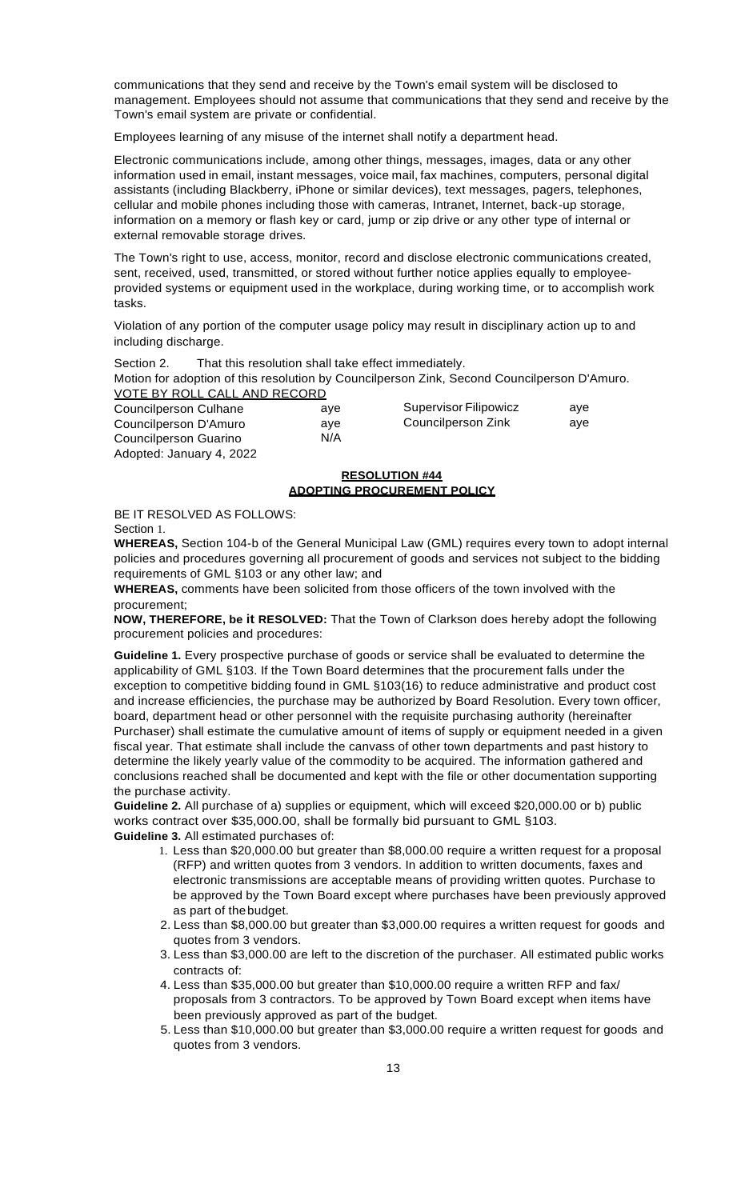communications that they send and receive by the Town's email system will be disclosed to management. Employees should not assume that communications that they send and receive by the Town's email system are private or confidential.

Employees learning of any misuse of the internet shall notify a department head.

Electronic communications include, among other things, messages, images, data or any other information used in email, instant messages, voice mail, fax machines, computers, personal digital assistants (including Blackberry, iPhone or similar devices), text messages, pagers, telephones, cellular and mobile phones including those with cameras, Intranet, Internet, back-up storage, information on a memory or flash key or card, jump or zip drive or any other type of internal or external removable storage drives.

The Town's right to use, access, monitor, record and disclose electronic communications created, sent, received, used, transmitted, or stored without further notice applies equally to employee-provided systems or equipment used in the workplace, during working time, or to accomplish work tasks.

Violation of any portion of the computer usage policy may result in disciplinary action up to and including discharge.

Section 2. That this resolution shall take effect immediately.

Motion for adoption of this resolution by Councilperson Zink, Second Councilperson D'Amuro.

VOTE BY ROLL CALL AND RECORD

| | | | |
|---|---|---|---|
| Councilperson Culhane | aye | Supervisor Filipowicz | aye |
| Councilperson D'Amuro | aye | Councilperson Zink | aye |
| Councilperson Guarino | N/A | | |

Adopted: January 4, 2022

## RESOLUTION #44
## ADOPTING PROCUREMENT POLICY

BE IT RESOLVED AS FOLLOWS:

Section 1.

**WHEREAS,** Section 104-b of the General Municipal Law (GML) requires every town to adopt internal policies and procedures governing all procurement of goods and services not subject to the bidding requirements of GML §103 or any other law; and

**WHEREAS,** comments have been solicited from those officers of the town involved with the procurement;

**NOW, THEREFORE, be it RESOLVED:** That the Town of Clarkson does hereby adopt the following procurement policies and procedures:

**Guideline 1.** Every prospective purchase of goods or service shall be evaluated to determine the applicability of GML §103. If the Town Board determines that the procurement falls under the exception to competitive bidding found in GML §103(16) to reduce administrative and product cost and increase efficiencies, the purchase may be authorized by Board Resolution. Every town officer, board, department head or other personnel with the requisite purchasing authority (hereinafter Purchaser) shall estimate the cumulative amount of items of supply or equipment needed in a given fiscal year. That estimate shall include the canvass of other town departments and past history to determine the likely yearly value of the commodity to be acquired. The information gathered and conclusions reached shall be documented and kept with the file or other documentation supporting the purchase activity.

**Guideline 2.** All purchase of a) supplies or equipment, which will exceed $20,000.00 or b) public works contract over $35,000.00, shall be formally bid pursuant to GML §103.

**Guideline 3.** All estimated purchases of:

1. Less than $20,000.00 but greater than $8,000.00 require a written request for a proposal (RFP) and written quotes from 3 vendors. In addition to written documents, faxes and electronic transmissions are acceptable means of providing written quotes. Purchase to be approved by the Town Board except where purchases have been previously approved as part of the budget.
2. Less than $8,000.00 but greater than $3,000.00 requires a written request for goods and quotes from 3 vendors.
3. Less than $3,000.00 are left to the discretion of the purchaser. All estimated public works contracts of:
4. Less than $35,000.00 but greater than $10,000.00 require a written RFP and fax/ proposals from 3 contractors. To be approved by Town Board except when items have been previously approved as part of the budget.
5. Less than $10,000.00 but greater than $3,000.00 require a written request for goods and quotes from 3 vendors.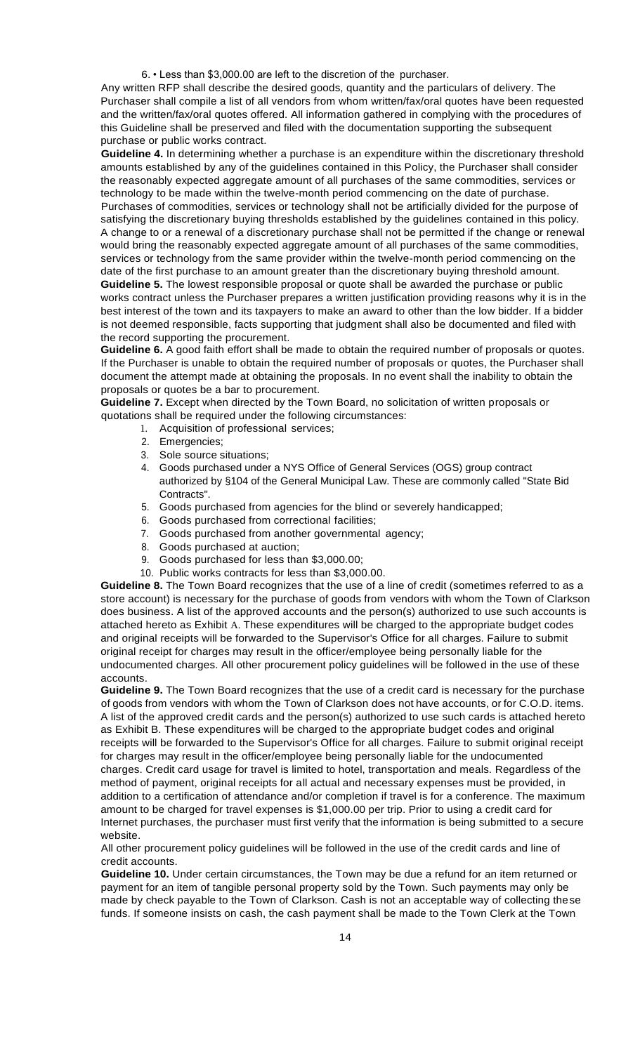6. • Less than $3,000.00 are left to the discretion of the purchaser.

Any written RFP shall describe the desired goods, quantity and the particulars of delivery. The Purchaser shall compile a list of all vendors from whom written/fax/oral quotes have been requested and the written/fax/oral quotes offered. All information gathered in complying with the procedures of this Guideline shall be preserved and filed with the documentation supporting the subsequent purchase or public works contract.

**Guideline 4.** In determining whether a purchase is an expenditure within the discretionary threshold amounts established by any of the guidelines contained in this Policy, the Purchaser shall consider the reasonably expected aggregate amount of all purchases of the same commodities, services or technology to be made within the twelve-month period commencing on the date of purchase. Purchases of commodities, services or technology shall not be artificially divided for the purpose of satisfying the discretionary buying thresholds established by the guidelines contained in this policy. A change to or a renewal of a discretionary purchase shall not be permitted if the change or renewal would bring the reasonably expected aggregate amount of all purchases of the same commodities, services or technology from the same provider within the twelve-month period commencing on the date of the first purchase to an amount greater than the discretionary buying threshold amount.

**Guideline 5.** The lowest responsible proposal or quote shall be awarded the purchase or public works contract unless the Purchaser prepares a written justification providing reasons why it is in the best interest of the town and its taxpayers to make an award to other than the low bidder. If a bidder is not deemed responsible, facts supporting that judgment shall also be documented and filed with the record supporting the procurement.

**Guideline 6.** A good faith effort shall be made to obtain the required number of proposals or quotes. If the Purchaser is unable to obtain the required number of proposals or quotes, the Purchaser shall document the attempt made at obtaining the proposals. In no event shall the inability to obtain the proposals or quotes be a bar to procurement.

**Guideline 7.** Except when directed by the Town Board, no solicitation of written proposals or quotations shall be required under the following circumstances:

1. Acquisition of professional services;
2. Emergencies;
3. Sole source situations;
4. Goods purchased under a NYS Office of General Services (OGS) group contract authorized by §104 of the General Municipal Law. These are commonly called "State Bid Contracts".
5. Goods purchased from agencies for the blind or severely handicapped;
6. Goods purchased from correctional facilities;
7. Goods purchased from another governmental agency;
8. Goods purchased at auction;
9. Goods purchased for less than $3,000.00;
10. Public works contracts for less than $3,000.00.

**Guideline 8.** The Town Board recognizes that the use of a line of credit (sometimes referred to as a store account) is necessary for the purchase of goods from vendors with whom the Town of Clarkson does business. A list of the approved accounts and the person(s) authorized to use such accounts is attached hereto as Exhibit A. These expenditures will be charged to the appropriate budget codes and original receipts will be forwarded to the Supervisor's Office for all charges. Failure to submit original receipt for charges may result in the officer/employee being personally liable for the undocumented charges. All other procurement policy guidelines will be followed in the use of these accounts.

**Guideline 9.** The Town Board recognizes that the use of a credit card is necessary for the purchase of goods from vendors with whom the Town of Clarkson does not have accounts, or for C.O.D. items. A list of the approved credit cards and the person(s) authorized to use such cards is attached hereto as Exhibit B. These expenditures will be charged to the appropriate budget codes and original receipts will be forwarded to the Supervisor's Office for all charges. Failure to submit original receipt for charges may result in the officer/employee being personally liable for the undocumented charges. Credit card usage for travel is limited to hotel, transportation and meals. Regardless of the method of payment, original receipts for all actual and necessary expenses must be provided, in addition to a certification of attendance and/or completion if travel is for a conference. The maximum amount to be charged for travel expenses is $1,000.00 per trip. Prior to using a credit card for Internet purchases, the purchaser must first verify that the information is being submitted to a secure website.

All other procurement policy guidelines will be followed in the use of the credit cards and line of credit accounts.

**Guideline 10.** Under certain circumstances, the Town may be due a refund for an item returned or payment for an item of tangible personal property sold by the Town. Such payments may only be made by check payable to the Town of Clarkson. Cash is not an acceptable way of collecting these funds. If someone insists on cash, the cash payment shall be made to the Town Clerk at the Town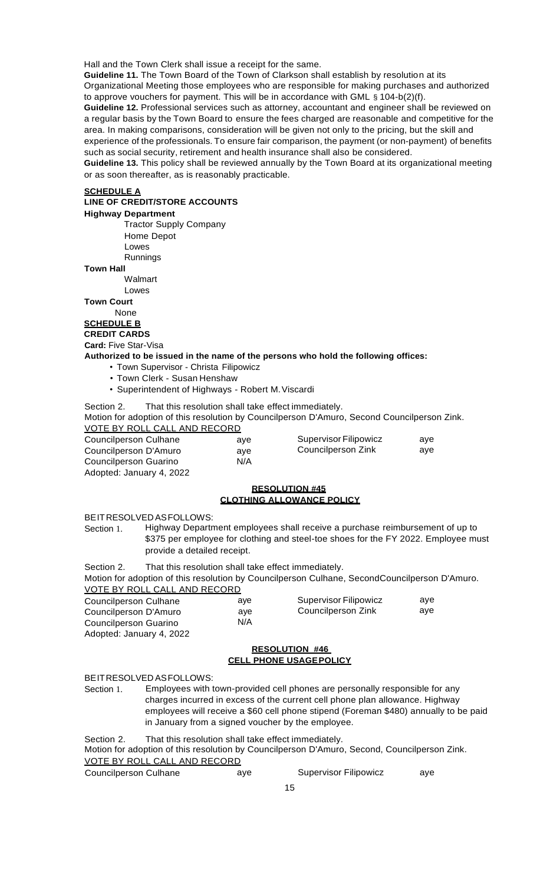Hall and the Town Clerk shall issue a receipt for the same.

**Guideline 11.** The Town Board of the Town of Clarkson shall establish by resolution at its Organizational Meeting those employees who are responsible for making purchases and authorized to approve vouchers for payment. This will be in accordance with GML § 104-b(2)(f).

**Guideline 12.** Professional services such as attorney, accountant and engineer shall be reviewed on a regular basis by the Town Board to ensure the fees charged are reasonable and competitive for the area. In making comparisons, consideration will be given not only to the pricing, but the skill and experience of the professionals. To ensure fair comparison, the payment (or non-payment) of benefits such as social security, retirement and health insurance shall also be considered.

**Guideline 13.** This policy shall be reviewed annually by the Town Board at its organizational meeting or as soon thereafter, as is reasonably practicable.

**SCHEDULE A**

**LINE OF CREDIT/STORE ACCOUNTS**

**Highway Department**

- Tractor Supply Company
- Home Depot
- Lowes
- Runnings

**Town Hall**

- Walmart
- Lowes

**Town Court**

- None

**SCHEDULE B**

**CREDIT CARDS**

**Card:** Five Star-Visa

**Authorized to be issued in the name of the persons who hold the following offices:**

- Town Supervisor - Christa Filipowicz
- Town Clerk - Susan Henshaw
- Superintendent of Highways - Robert M. Viscardi

Section 2. That this resolution shall take effect immediately.

Motion for adoption of this resolution by Councilperson D'Amuro, Second Councilperson Zink.

VOTE BY ROLL CALL AND RECORD

| | | | |
|---|---|---|---|
| Councilperson Culhane | aye | Supervisor Filipowicz | aye |
| Councilperson D'Amuro | aye | Councilperson Zink | aye |
| Councilperson Guarino | N/A | | |

Adopted: January 4, 2022

**RESOLUTION #45**
**CLOTHING ALLOWANCE POLICY**

BE IT RESOLVED AS FOLLOWS:

Section 1. Highway Department employees shall receive a purchase reimbursement of up to \$375 per employee for clothing and steel-toe shoes for the FY 2022. Employee must provide a detailed receipt.

Section 2. That this resolution shall take effect immediately.

Motion for adoption of this resolution by Councilperson Culhane, SecondCouncilperson D'Amuro.

VOTE BY ROLL CALL AND RECORD

| | | | |
|---|---|---|---|
| Councilperson Culhane | aye | Supervisor Filipowicz | aye |
| Councilperson D'Amuro | aye | Councilperson Zink | aye |
| Councilperson Guarino | N/A | | |

Adopted: January 4, 2022

**RESOLUTION #46**
**CELL PHONE USAGE POLICY**

BE IT RESOLVED AS FOLLOWS:

Section 1. Employees with town-provided cell phones are personally responsible for any charges incurred in excess of the current cell phone plan allowance. Highway employees will receive a \$60 cell phone stipend (Foreman \$480) annually to be paid in January from a signed voucher by the employee.

Section 2. That this resolution shall take effect immediately.

Motion for adoption of this resolution by Councilperson D'Amuro, Second, Councilperson Zink.

VOTE BY ROLL CALL AND RECORD

| | | | |
|---|---|---|---|
| Councilperson Culhane | aye | Supervisor Filipowicz | aye |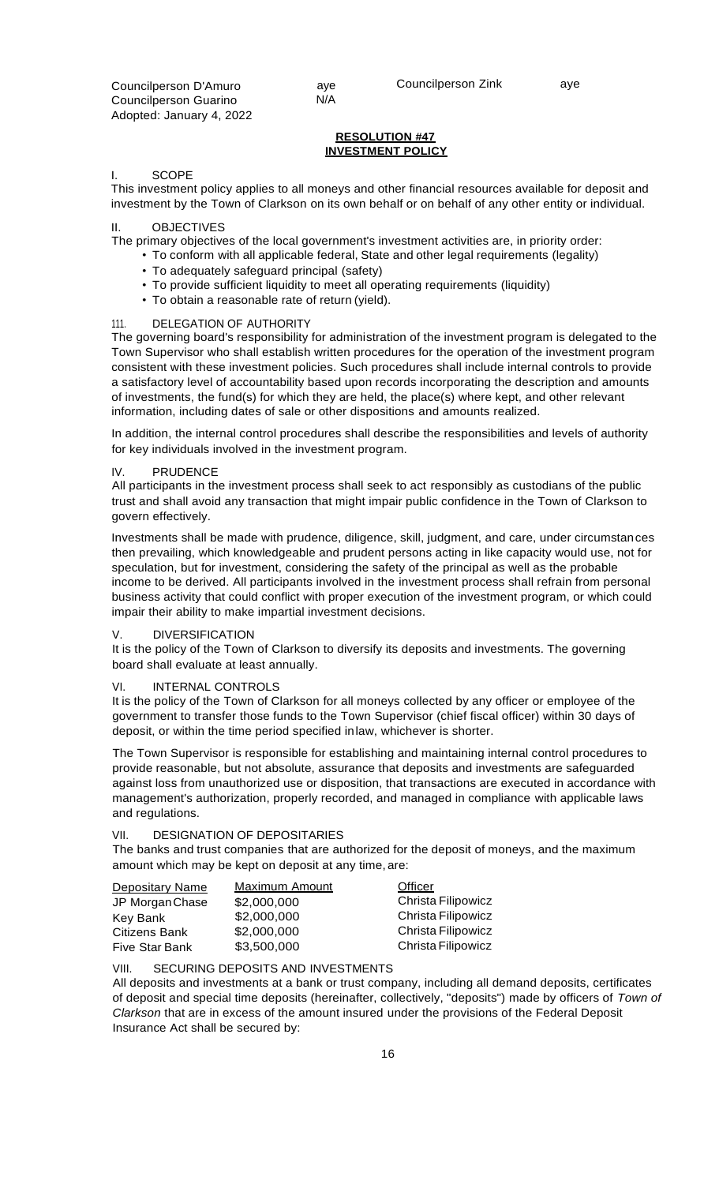Councilperson D'Amuro aye Councilperson Zink aye
Councilperson Guarino N/A
Adopted: January 4, 2022

**RESOLUTION #47**
**INVESTMENT POLICY**

I. SCOPE

This investment policy applies to all moneys and other financial resources available for deposit and investment by the Town of Clarkson on its own behalf or on behalf of any other entity or individual.

II. OBJECTIVES

The primary objectives of the local government's investment activities are, in priority order:

- To conform with all applicable federal, State and other legal requirements (legality)
- To adequately safeguard principal (safety)
- To provide sufficient liquidity to meet all operating requirements (liquidity)
- To obtain a reasonable rate of return (yield).

111. DELEGATION OF AUTHORITY

The governing board's responsibility for administration of the investment program is delegated to the Town Supervisor who shall establish written procedures for the operation of the investment program consistent with these investment policies. Such procedures shall include internal controls to provide a satisfactory level of accountability based upon records incorporating the description and amounts of investments, the fund(s) for which they are held, the place(s) where kept, and other relevant information, including dates of sale or other dispositions and amounts realized.

In addition, the internal control procedures shall describe the responsibilities and levels of authority for key individuals involved in the investment program.

IV. PRUDENCE

All participants in the investment process shall seek to act responsibly as custodians of the public trust and shall avoid any transaction that might impair public confidence in the Town of Clarkson to govern effectively.

Investments shall be made with prudence, diligence, skill, judgment, and care, under circumstances then prevailing, which knowledgeable and prudent persons acting in like capacity would use, not for speculation, but for investment, considering the safety of the principal as well as the probable income to be derived. All participants involved in the investment process shall refrain from personal business activity that could conflict with proper execution of the investment program, or which could impair their ability to make impartial investment decisions.

V. DIVERSIFICATION

It is the policy of the Town of Clarkson to diversify its deposits and investments. The governing board shall evaluate at least annually.

VI. INTERNAL CONTROLS

It is the policy of the Town of Clarkson for all moneys collected by any officer or employee of the government to transfer those funds to the Town Supervisor (chief fiscal officer) within 30 days of deposit, or within the time period specified in law, whichever is shorter.

The Town Supervisor is responsible for establishing and maintaining internal control procedures to provide reasonable, but not absolute, assurance that deposits and investments are safeguarded against loss from unauthorized use or disposition, that transactions are executed in accordance with management's authorization, properly recorded, and managed in compliance with applicable laws and regulations.

VII. DESIGNATION OF DEPOSITARIES

The banks and trust companies that are authorized for the deposit of moneys, and the maximum amount which may be kept on deposit at any time, are:

| Depositary Name | Maximum Amount | Officer |
|---|---|---|
| JP Morgan Chase | $2,000,000 | Christa Filipowicz |
| Key Bank | $2,000,000 | Christa Filipowicz |
| Citizens Bank | $2,000,000 | Christa Filipowicz |
| Five Star Bank | $3,500,000 | Christa Filipowicz |

VIII. SECURING DEPOSITS AND INVESTMENTS

All deposits and investments at a bank or trust company, including all demand deposits, certificates of deposit and special time deposits (hereinafter, collectively, "deposits") made by officers of *Town of Clarkson* that are in excess of the amount insured under the provisions of the Federal Deposit Insurance Act shall be secured by: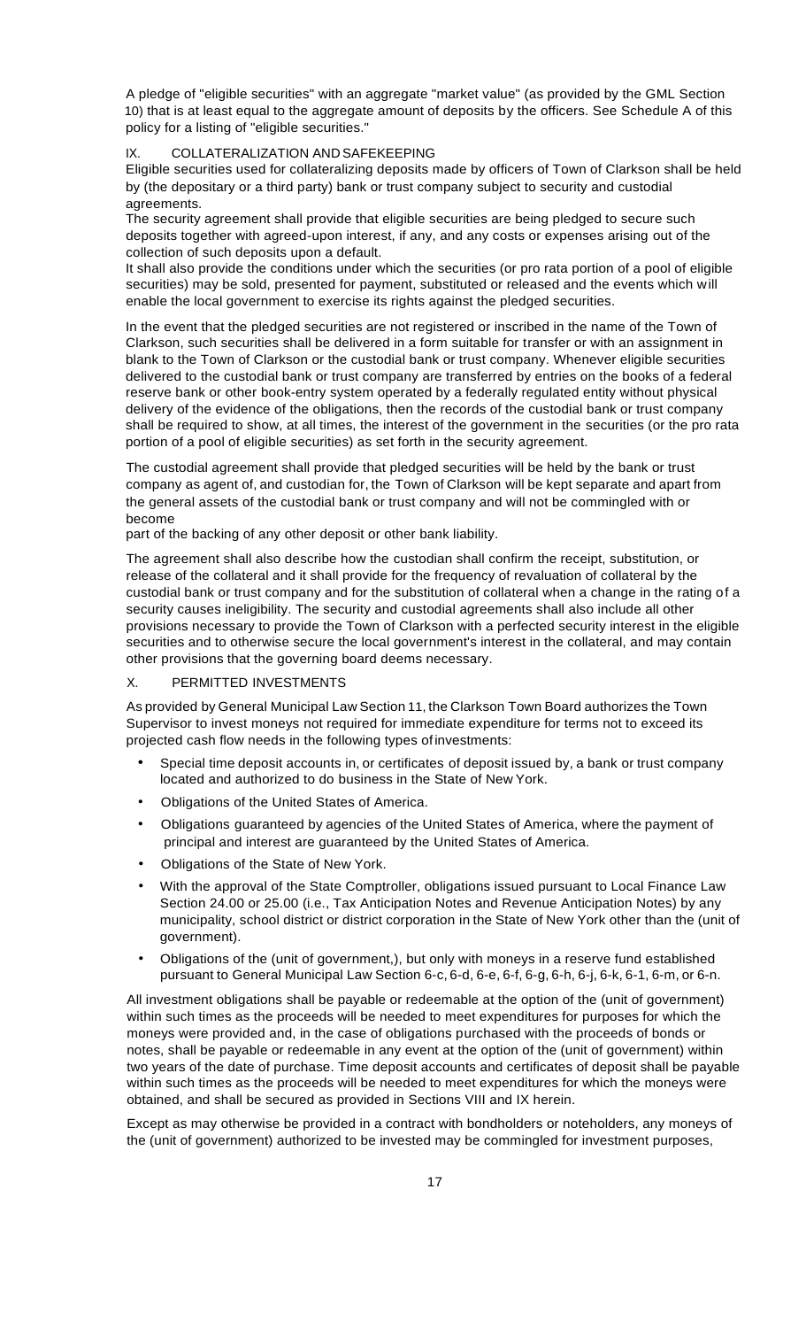A pledge of "eligible securities" with an aggregate "market value" (as provided by the GML Section 10) that is at least equal to the aggregate amount of deposits by the officers. See Schedule A of this policy for a listing of "eligible securities."

## IX. COLLATERALIZATION AND SAFEKEEPING

Eligible securities used for collateralizing deposits made by officers of Town of Clarkson shall be held by (the depositary or a third party) bank or trust company subject to security and custodial agreements.

The security agreement shall provide that eligible securities are being pledged to secure such deposits together with agreed-upon interest, if any, and any costs or expenses arising out of the collection of such deposits upon a default.

It shall also provide the conditions under which the securities (or pro rata portion of a pool of eligible securities) may be sold, presented for payment, substituted or released and the events which will enable the local government to exercise its rights against the pledged securities.

In the event that the pledged securities are not registered or inscribed in the name of the Town of Clarkson, such securities shall be delivered in a form suitable for transfer or with an assignment in blank to the Town of Clarkson or the custodial bank or trust company. Whenever eligible securities delivered to the custodial bank or trust company are transferred by entries on the books of a federal reserve bank or other book-entry system operated by a federally regulated entity without physical delivery of the evidence of the obligations, then the records of the custodial bank or trust company shall be required to show, at all times, the interest of the government in the securities (or the pro rata portion of a pool of eligible securities) as set forth in the security agreement.

The custodial agreement shall provide that pledged securities will be held by the bank or trust company as agent of, and custodian for, the Town of Clarkson will be kept separate and apart from the general assets of the custodial bank or trust company and will not be commingled with or become part of the backing of any other deposit or other bank liability.

The agreement shall also describe how the custodian shall confirm the receipt, substitution, or release of the collateral and it shall provide for the frequency of revaluation of collateral by the custodial bank or trust company and for the substitution of collateral when a change in the rating of a security causes ineligibility. The security and custodial agreements shall also include all other provisions necessary to provide the Town of Clarkson with a perfected security interest in the eligible securities and to otherwise secure the local government's interest in the collateral, and may contain other provisions that the governing board deems necessary.

## X. PERMITTED INVESTMENTS

As provided by General Municipal Law Section 11, the Clarkson Town Board authorizes the Town Supervisor to invest moneys not required for immediate expenditure for terms not to exceed its projected cash flow needs in the following types of investments:

- Special time deposit accounts in, or certificates of deposit issued by, a bank or trust company located and authorized to do business in the State of New York.
- Obligations of the United States of America.
- Obligations guaranteed by agencies of the United States of America, where the payment of principal and interest are guaranteed by the United States of America.
- Obligations of the State of New York.
- With the approval of the State Comptroller, obligations issued pursuant to Local Finance Law Section 24.00 or 25.00 (i.e., Tax Anticipation Notes and Revenue Anticipation Notes) by any municipality, school district or district corporation in the State of New York other than the (unit of government).
- Obligations of the (unit of government,), but only with moneys in a reserve fund established pursuant to General Municipal Law Section 6-c, 6-d, 6-e, 6-f, 6-g, 6-h, 6-j, 6-k, 6-1, 6-m, or 6-n.

All investment obligations shall be payable or redeemable at the option of the (unit of government) within such times as the proceeds will be needed to meet expenditures for purposes for which the moneys were provided and, in the case of obligations purchased with the proceeds of bonds or notes, shall be payable or redeemable in any event at the option of the (unit of government) within two years of the date of purchase. Time deposit accounts and certificates of deposit shall be payable within such times as the proceeds will be needed to meet expenditures for which the moneys were obtained, and shall be secured as provided in Sections VIII and IX herein.

Except as may otherwise be provided in a contract with bondholders or noteholders, any moneys of the (unit of government) authorized to be invested may be commingled for investment purposes,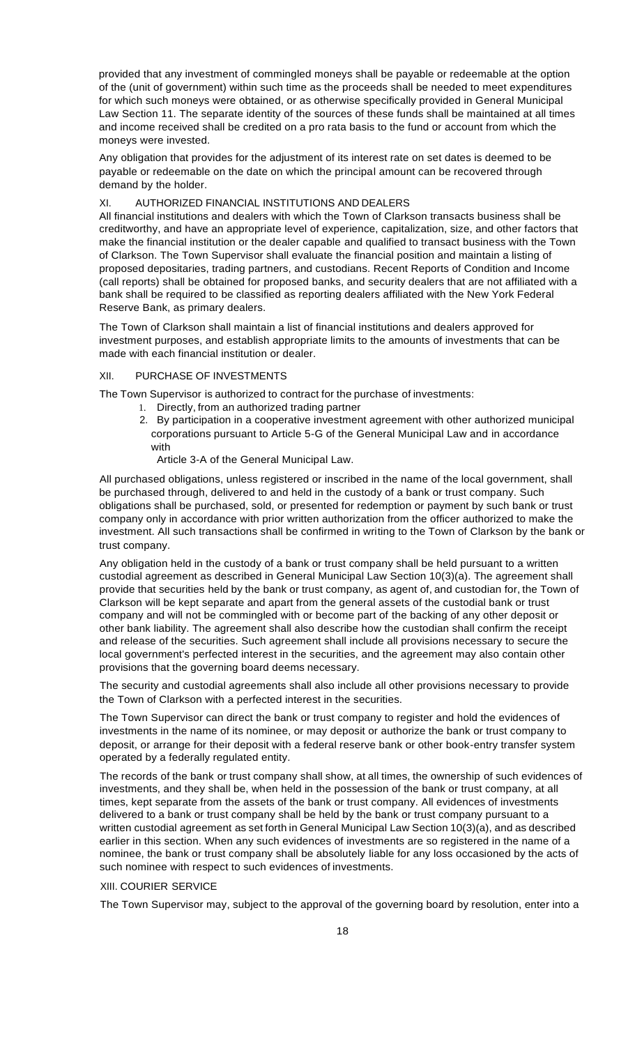provided that any investment of commingled moneys shall be payable or redeemable at the option of the (unit of government) within such time as the proceeds shall be needed to meet expenditures for which such moneys were obtained, or as otherwise specifically provided in General Municipal Law Section 11. The separate identity of the sources of these funds shall be maintained at all times and income received shall be credited on a pro rata basis to the fund or account from which the moneys were invested.

Any obligation that provides for the adjustment of its interest rate on set dates is deemed to be payable or redeemable on the date on which the principal amount can be recovered through demand by the holder.

## XI. AUTHORIZED FINANCIAL INSTITUTIONS AND DEALERS

All financial institutions and dealers with which the Town of Clarkson transacts business shall be creditworthy, and have an appropriate level of experience, capitalization, size, and other factors that make the financial institution or the dealer capable and qualified to transact business with the Town of Clarkson. The Town Supervisor shall evaluate the financial position and maintain a listing of proposed depositaries, trading partners, and custodians. Recent Reports of Condition and Income (call reports) shall be obtained for proposed banks, and security dealers that are not affiliated with a bank shall be required to be classified as reporting dealers affiliated with the New York Federal Reserve Bank, as primary dealers.

The Town of Clarkson shall maintain a list of financial institutions and dealers approved for investment purposes, and establish appropriate limits to the amounts of investments that can be made with each financial institution or dealer.

## XII. PURCHASE OF INVESTMENTS

The Town Supervisor is authorized to contract for the purchase of investments:

1. Directly, from an authorized trading partner
2. By participation in a cooperative investment agreement with other authorized municipal corporations pursuant to Article 5-G of the General Municipal Law and in accordance with
   Article 3-A of the General Municipal Law.

All purchased obligations, unless registered or inscribed in the name of the local government, shall be purchased through, delivered to and held in the custody of a bank or trust company. Such obligations shall be purchased, sold, or presented for redemption or payment by such bank or trust company only in accordance with prior written authorization from the officer authorized to make the investment. All such transactions shall be confirmed in writing to the Town of Clarkson by the bank or trust company.

Any obligation held in the custody of a bank or trust company shall be held pursuant to a written custodial agreement as described in General Municipal Law Section 10(3)(a). The agreement shall provide that securities held by the bank or trust company, as agent of, and custodian for, the Town of Clarkson will be kept separate and apart from the general assets of the custodial bank or trust company and will not be commingled with or become part of the backing of any other deposit or other bank liability. The agreement shall also describe how the custodian shall confirm the receipt and release of the securities. Such agreement shall include all provisions necessary to secure the local government's perfected interest in the securities, and the agreement may also contain other provisions that the governing board deems necessary.

The security and custodial agreements shall also include all other provisions necessary to provide the Town of Clarkson with a perfected interest in the securities.

The Town Supervisor can direct the bank or trust company to register and hold the evidences of investments in the name of its nominee, or may deposit or authorize the bank or trust company to deposit, or arrange for their deposit with a federal reserve bank or other book-entry transfer system operated by a federally regulated entity.

The records of the bank or trust company shall show, at all times, the ownership of such evidences of investments, and they shall be, when held in the possession of the bank or trust company, at all times, kept separate from the assets of the bank or trust company. All evidences of investments delivered to a bank or trust company shall be held by the bank or trust company pursuant to a written custodial agreement as set forth in General Municipal Law Section 10(3)(a), and as described earlier in this section. When any such evidences of investments are so registered in the name of a nominee, the bank or trust company shall be absolutely liable for any loss occasioned by the acts of such nominee with respect to such evidences of investments.

## XIII. COURIER SERVICE

The Town Supervisor may, subject to the approval of the governing board by resolution, enter into a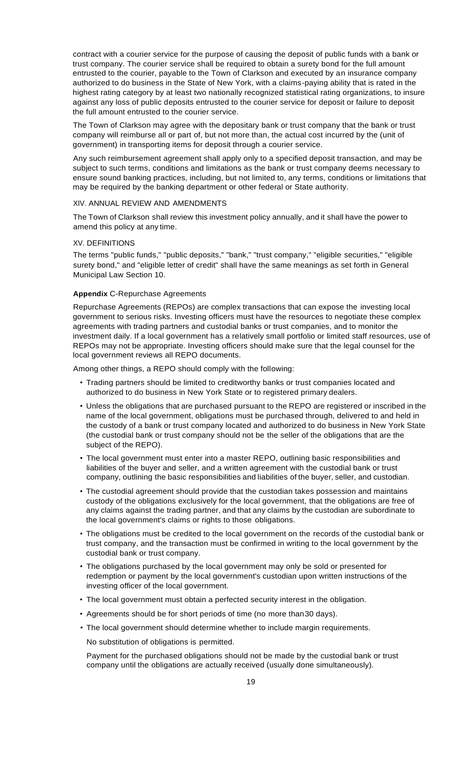contract with a courier service for the purpose of causing the deposit of public funds with a bank or trust company. The courier service shall be required to obtain a surety bond for the full amount entrusted to the courier, payable to the Town of Clarkson and executed by an insurance company authorized to do business in the State of New York, with a claims-paying ability that is rated in the highest rating category by at least two nationally recognized statistical rating organizations, to insure against any loss of public deposits entrusted to the courier service for deposit or failure to deposit the full amount entrusted to the courier service.

The Town of Clarkson may agree with the depositary bank or trust company that the bank or trust company will reimburse all or part of, but not more than, the actual cost incurred by the (unit of government) in transporting items for deposit through a courier service.

Any such reimbursement agreement shall apply only to a specified deposit transaction, and may be subject to such terms, conditions and limitations as the bank or trust company deems necessary to ensure sound banking practices, including, but not limited to, any terms, conditions or limitations that may be required by the banking department or other federal or State authority.

## XIV. ANNUAL REVIEW AND AMENDMENTS

The Town of Clarkson shall review this investment policy annually, and it shall have the power to amend this policy at any time.

## XV. DEFINITIONS

The terms "public funds," "public deposits," "bank," "trust company," "eligible securities," "eligible surety bond," and "eligible letter of credit" shall have the same meanings as set forth in General Municipal Law Section 10.

## **Appendix** C-Repurchase Agreements

Repurchase Agreements (REPOs) are complex transactions that can expose the investing local government to serious risks. Investing officers must have the resources to negotiate these complex agreements with trading partners and custodial banks or trust companies, and to monitor the investment daily. If a local government has a relatively small portfolio or limited staff resources, use of REPOs may not be appropriate. Investing officers should make sure that the legal counsel for the local government reviews all REPO documents.

Among other things, a REPO should comply with the following:

- Trading partners should be limited to creditworthy banks or trust companies located and authorized to do business in New York State or to registered primary dealers.
- Unless the obligations that are purchased pursuant to the REPO are registered or inscribed in the name of the local government, obligations must be purchased through, delivered to and held in the custody of a bank or trust company located and authorized to do business in New York State (the custodial bank or trust company should not be the seller of the obligations that are the subject of the REPO).
- The local government must enter into a master REPO, outlining basic responsibilities and liabilities of the buyer and seller, and a written agreement with the custodial bank or trust company, outlining the basic responsibilities and liabilities of the buyer, seller, and custodian.
- The custodial agreement should provide that the custodian takes possession and maintains custody of the obligations exclusively for the local government, that the obligations are free of any claims against the trading partner, and that any claims by the custodian are subordinate to the local government's claims or rights to those obligations.
- The obligations must be credited to the local government on the records of the custodial bank or trust company, and the transaction must be confirmed in writing to the local government by the custodial bank or trust company.
- The obligations purchased by the local government may only be sold or presented for redemption or payment by the local government's custodian upon written instructions of the investing officer of the local government.
- The local government must obtain a perfected security interest in the obligation.
- Agreements should be for short periods of time (no more than 30 days).
- The local government should determine whether to include margin requirements.

  No substitution of obligations is permitted.

  Payment for the purchased obligations should not be made by the custodial bank or trust company until the obligations are actually received (usually done simultaneously).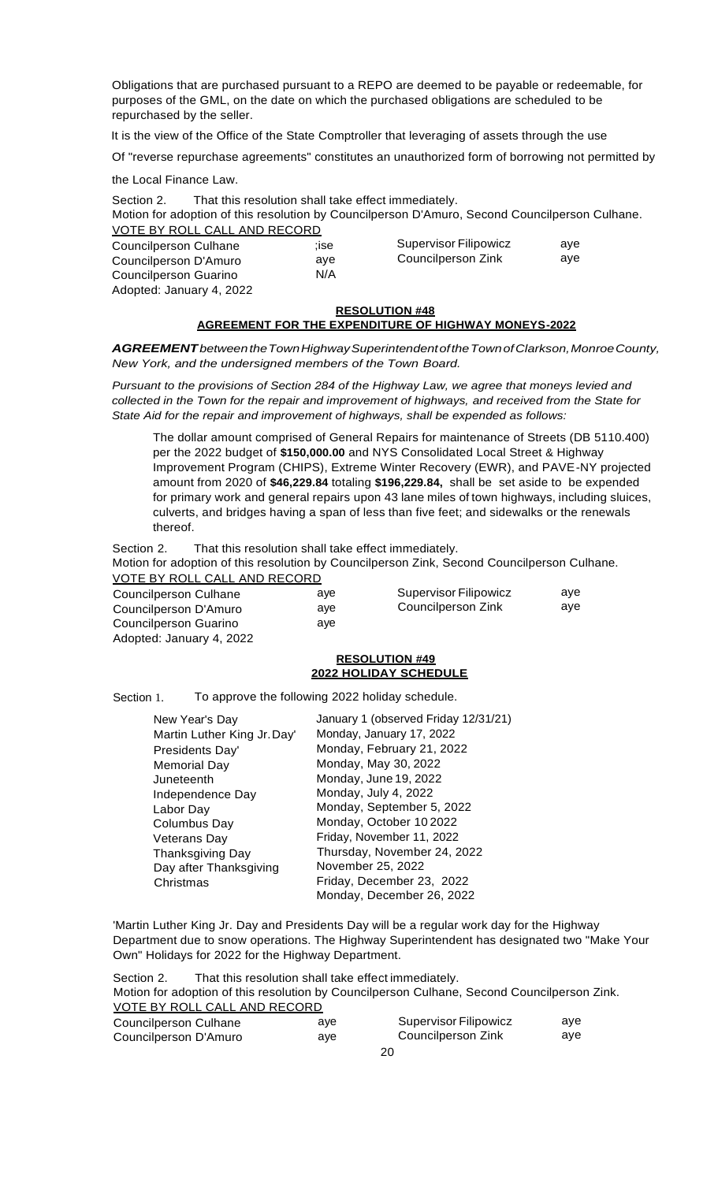Obligations that are purchased pursuant to a REPO are deemed to be payable or redeemable, for purposes of the GML, on the date on which the purchased obligations are scheduled to be repurchased by the seller.

It is the view of the Office of the State Comptroller that leveraging of assets through the use

Of "reverse repurchase agreements" constitutes an unauthorized form of borrowing not permitted by

the Local Finance Law.

Section 2. That this resolution shall take effect immediately.
Motion for adoption of this resolution by Councilperson D'Amuro, Second Councilperson Culhane.

VOTE BY ROLL CALL AND RECORD

| | | | |
|---|---|---|---|
| Councilperson Culhane | ;ise | Supervisor Filipowicz | aye |
| Councilperson D'Amuro | aye | Councilperson Zink | aye |
| Councilperson Guarino | N/A | | |

Adopted: January 4, 2022

## RESOLUTION #48
## AGREEMENT FOR THE EXPENDITURE OF HIGHWAY MONEYS-2022

***AGREEMENT*** *between the Town Highway Superintendent of the Town of Clarkson, Monroe County, New York, and the undersigned members of the Town Board.*

*Pursuant to the provisions of Section 284 of the Highway Law, we agree that moneys levied and collected in the Town for the repair and improvement of highways, and received from the State for State Aid for the repair and improvement of highways, shall be expended as follows:*

The dollar amount comprised of General Repairs for maintenance of Streets (DB 5110.400) per the 2022 budget of **$150,000.00** and NYS Consolidated Local Street & Highway Improvement Program (CHIPS), Extreme Winter Recovery (EWR), and PAVE-NY projected amount from 2020 of **$46,229.84** totaling **$196,229.84,** shall be set aside to be expended for primary work and general repairs upon 43 lane miles of town highways, including sluices, culverts, and bridges having a span of less than five feet; and sidewalks or the renewals thereof.

Section 2. That this resolution shall take effect immediately.
Motion for adoption of this resolution by Councilperson Zink, Second Councilperson Culhane.

VOTE BY ROLL CALL AND RECORD

| | | | |
|---|---|---|---|
| Councilperson Culhane | aye | Supervisor Filipowicz | aye |
| Councilperson D'Amuro | aye | Councilperson Zink | aye |
| Councilperson Guarino | aye | | |

Adopted: January 4, 2022

## RESOLUTION #49
## 2022 HOLIDAY SCHEDULE

Section 1. To approve the following 2022 holiday schedule.

| | |
|---|---|
| New Year's Day | January 1 (observed Friday 12/31/21) |
| Martin Luther King Jr. Day' | Monday, January 17, 2022 |
| Presidents Day' | Monday, February 21, 2022 |
| Memorial Day | Monday, May 30, 2022 |
| Juneteenth | Monday, June 19, 2022 |
| Independence Day | Monday, July 4, 2022 |
| Labor Day | Monday, September 5, 2022 |
| Columbus Day | Monday, October 10 2022 |
| Veterans Day | Friday, November 11, 2022 |
| Thanksgiving Day | Thursday, November 24, 2022 |
| Day after Thanksgiving | November 25, 2022 |
| Christmas | Friday, December 23, 2022 |
| | Monday, December 26, 2022 |

'Martin Luther King Jr. Day and Presidents Day will be a regular work day for the Highway Department due to snow operations. The Highway Superintendent has designated two "Make Your Own" Holidays for 2022 for the Highway Department.

Section 2. That this resolution shall take effect immediately.
Motion for adoption of this resolution by Councilperson Culhane, Second Councilperson Zink.

VOTE BY ROLL CALL AND RECORD

| | | | |
|---|---|---|---|
| Councilperson Culhane | aye | Supervisor Filipowicz | aye |
| Councilperson D'Amuro | aye | Councilperson Zink | aye |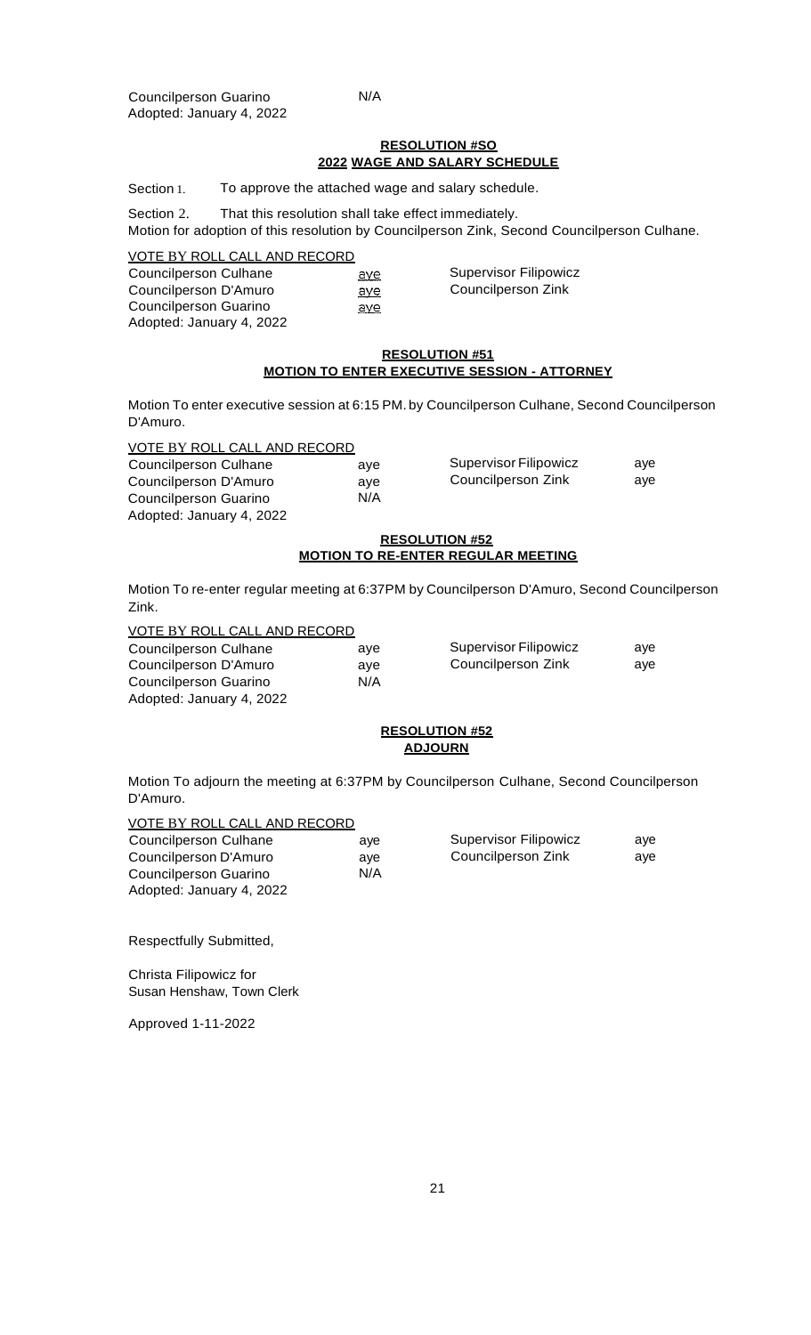Councilperson Guarino N/A
Adopted: January 4, 2022

**RESOLUTION #SO**
**2022 WAGE AND SALARY SCHEDULE**

Section 1. To approve the attached wage and salary schedule.

Section 2. That this resolution shall take effect immediately.
Motion for adoption of this resolution by Councilperson Zink, Second Councilperson Culhane.

VOTE BY ROLL CALL AND RECORD

| | | | |
|---|---|---|---|
| Councilperson Culhane | aye | Supervisor Filipowicz | |
| Councilperson D'Amuro | aye | Councilperson Zink | |
| Councilperson Guarino | aye | | |

Adopted: January 4, 2022

**RESOLUTION #51**
**MOTION TO ENTER EXECUTIVE SESSION - ATTORNEY**

Motion To enter executive session at 6:15 PM. by Councilperson Culhane, Second Councilperson D'Amuro.

VOTE BY ROLL CALL AND RECORD

| | | | |
|---|---|---|---|
| Councilperson Culhane | aye | Supervisor Filipowicz | aye |
| Councilperson D'Amuro | aye | Councilperson Zink | aye |
| Councilperson Guarino | N/A | | |

Adopted: January 4, 2022

**RESOLUTION #52**
**MOTION TO RE-ENTER REGULAR MEETING**

Motion To re-enter regular meeting at 6:37PM by Councilperson D'Amuro, Second Councilperson Zink.

VOTE BY ROLL CALL AND RECORD

| | | | |
|---|---|---|---|
| Councilperson Culhane | aye | Supervisor Filipowicz | aye |
| Councilperson D'Amuro | aye | Councilperson Zink | aye |
| Councilperson Guarino | N/A | | |

Adopted: January 4, 2022

**RESOLUTION #52**
**ADJOURN**

Motion To adjourn the meeting at 6:37PM by Councilperson Culhane, Second Councilperson D'Amuro.

VOTE BY ROLL CALL AND RECORD

| | | | |
|---|---|---|---|
| Councilperson Culhane | aye | Supervisor Filipowicz | aye |
| Councilperson D'Amuro | aye | Councilperson Zink | aye |
| Councilperson Guarino | N/A | | |

Adopted: January 4, 2022

Respectfully Submitted,

Christa Filipowicz for
Susan Henshaw, Town Clerk

Approved 1-11-2022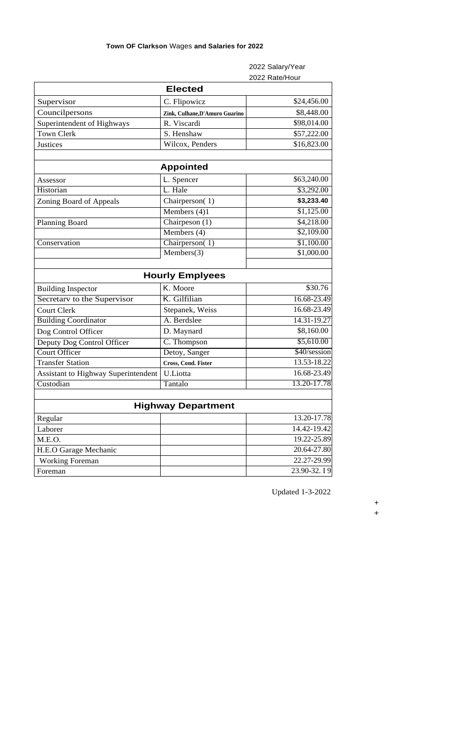**Town OF Clarkson Wages and Salaries for 2022**

| | | 2022 Salary/Year<br>2022 Rate/Hour |
|---|---|---|
| | **Elected** | |
| Supervisor | C. Flipowicz | $24,456.00 |
| Councilpersons | Zink, Culhane,D'Amuro Guarino | $8,448.00 |
| Superintendent of Highways | R. Viscardi | $98,014.00 |
| Town Clerk | S. Henshaw | $57,222.00 |
| Justices | Wilcox, Penders | $16,823.00 |
| | **Appointed** | |
| Assessor | L. Spencer | $63,240.00 |
| Historian | L. Hale | $3,292.00 |
| Zoning Board of Appeals | Chairperson( 1) | **$3,233.40** |
| | Members (4)1 | $1,125.00 |
| Planning Board | Chairpeson (1) | $4,218.00 |
| | Members (4) | $2,109.00 |
| Conservation | Chairperson( 1) | $1,100.00 |
| | Members(3) | $1,000.00 |
| | **Hourly Emplyees** | |
| Building Inspector | K. Moore | $30.76 |
| Secretarv to the Supervisor | K. Gilfilian | 16.68-23.49 |
| Court Clerk | Stepanek, Weiss | 16.68-23.49 |
| Building Coordinator | A. Berdslee | 14.31-19.27 |
| Dog Control Officer | D. Maynard | $8,160.00 |
| Deputy Dog Control Officer | C. Thompson | $5,610.00 |
| Court Officer | Detoy, Sanger | $40/session |
| Transfer Station | Cross, Cond. Fister | 13.53-18.22 |
| Assistant to Highway Superintendent | U.Liotta | 16.68-23.49 |
| Custodian | Tantalo | 13.20-17.78 |
| | **Highway Department** | |
| Regular | | 13.20-17.78 |
| Laborer | | 14.42-19.42 |
| M.E.O. | | 19.22-25.89 |
| H.E.O Garage Mechanic | | 20.64-27.80 |
| Working Foreman | | 22.27-29.99 |
| Foreman | | 23.90-32. I 9 |

Updated 1-3-2022

+
+